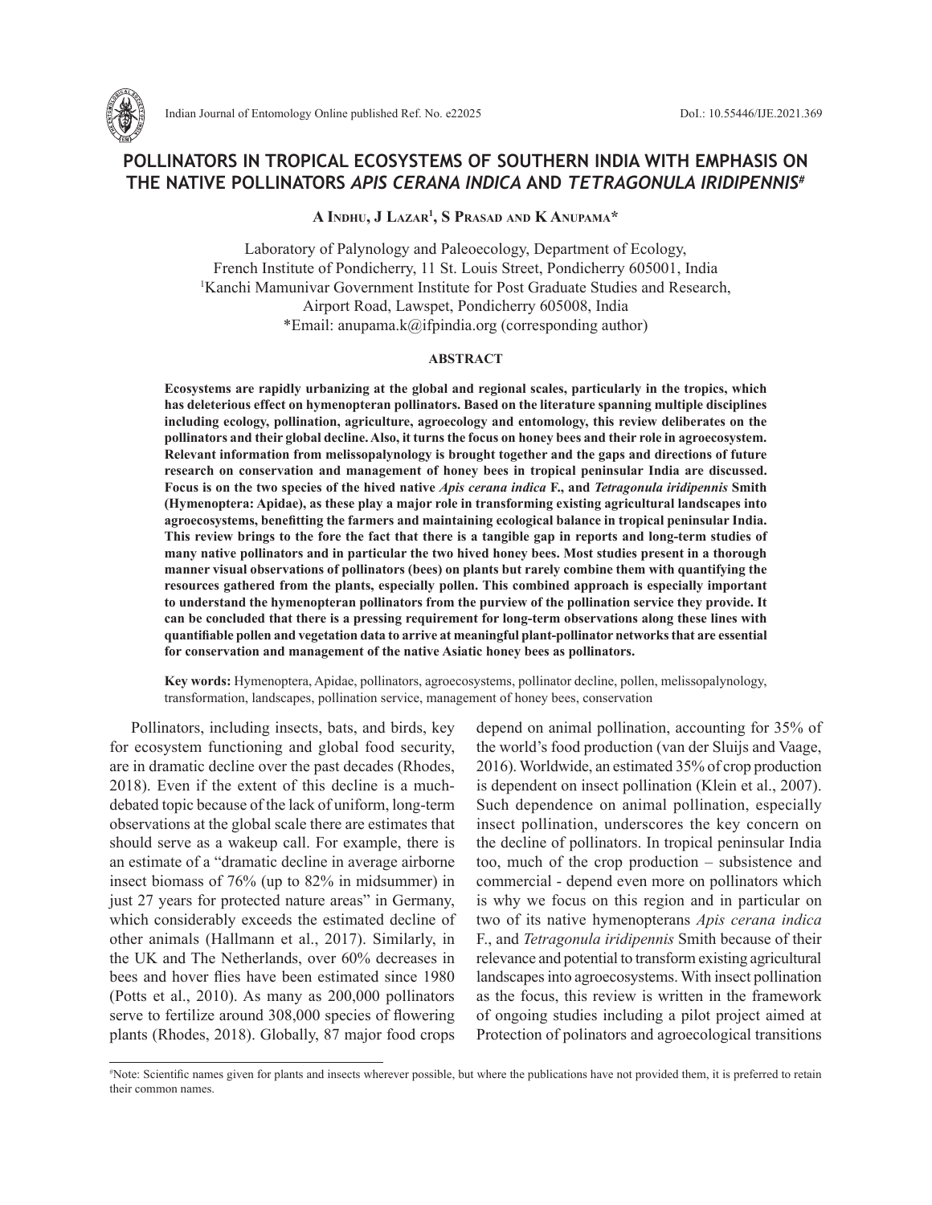# POLLINATORS IN TROPICAL ECOSYSTEMS OF SOUTHERN INDIA WITH EMPHASIS ON THE NATIVE POLLINATORS *APIS CERANA INDICA* AND *TETRAGONULA IRIDIPENNIS*[#]

**A Indhu, J Lazar[1], S Prasad and K Anupama***

Laboratory of Palynology and Paleoecology, Department of Ecology,
French Institute of Pondicherry, 11 St. Louis Street, Pondicherry 605001, India
[1]Kanchi Mamunivar Government Institute for Post Graduate Studies and Research,
Airport Road, Lawspet, Pondicherry 605008, India
*Email: anupama.k@ifpindia.org (corresponding author)

## ABSTRACT

**Ecosystems are rapidly urbanizing at the global and regional scales, particularly in the tropics, which has deleterious effect on hymenopteran pollinators. Based on the literature spanning multiple disciplines including ecology, pollination, agriculture, agroecology and entomology, this review deliberates on the pollinators and their global decline. Also, it turns the focus on honey bees and their role in agroecosystem. Relevant information from melissopalynology is brought together and the gaps and directions of future research on conservation and management of honey bees in tropical peninsular India are discussed. Focus is on the two species of the hived native *Apis cerana indica* F., and *Tetragonula iridipennis* Smith (Hymenoptera: Apidae), as these play a major role in transforming existing agricultural landscapes into agroecosystems, benefitting the farmers and maintaining ecological balance in tropical peninsular India. This review brings to the fore the fact that there is a tangible gap in reports and long-term studies of many native pollinators and in particular the two hived honey bees. Most studies present in a thorough manner visual observations of pollinators (bees) on plants but rarely combine them with quantifying the resources gathered from the plants, especially pollen. This combined approach is especially important to understand the hymenopteran pollinators from the purview of the pollination service they provide. It can be concluded that there is a pressing requirement for long-term observations along these lines with quantifiable pollen and vegetation data to arrive at meaningful plant-pollinator networks that are essential for conservation and management of the native Asiatic honey bees as pollinators.**

**Key words:** Hymenoptera, Apidae, pollinators, agroecosystems, pollinator decline, pollen, melissopalynology, transformation, landscapes, pollination service, management of honey bees, conservation

Pollinators, including insects, bats, and birds, key for ecosystem functioning and global food security, are in dramatic decline over the past decades (Rhodes, 2018). Even if the extent of this decline is a much-debated topic because of the lack of uniform, long-term observations at the global scale there are estimates that should serve as a wakeup call. For example, there is an estimate of a "dramatic decline in average airborne insect biomass of 76% (up to 82% in midsummer) in just 27 years for protected nature areas" in Germany, which considerably exceeds the estimated decline of other animals (Hallmann et al., 2017). Similarly, in the UK and The Netherlands, over 60% decreases in bees and hover flies have been estimated since 1980 (Potts et al., 2010). As many as 200,000 pollinators serve to fertilize around 308,000 species of flowering plants (Rhodes, 2018). Globally, 87 major food crops depend on animal pollination, accounting for 35% of the world's food production (van der Sluijs and Vaage, 2016). Worldwide, an estimated 35% of crop production is dependent on insect pollination (Klein et al., 2007). Such dependence on animal pollination, especially insect pollination, underscores the key concern on the decline of pollinators. In tropical peninsular India too, much of the crop production – subsistence and commercial - depend even more on pollinators which is why we focus on this region and in particular on two of its native hymenopterans *Apis cerana indica* F., and *Tetragonula iridipennis* Smith because of their relevance and potential to transform existing agricultural landscapes into agroecosystems. With insect pollination as the focus, this review is written in the framework of ongoing studies including a pilot project aimed at Protection of polinators and agroecological transitions

[#]Note: Scientific names given for plants and insects wherever possible, but where the publications have not provided them, it is preferred to retain their common names.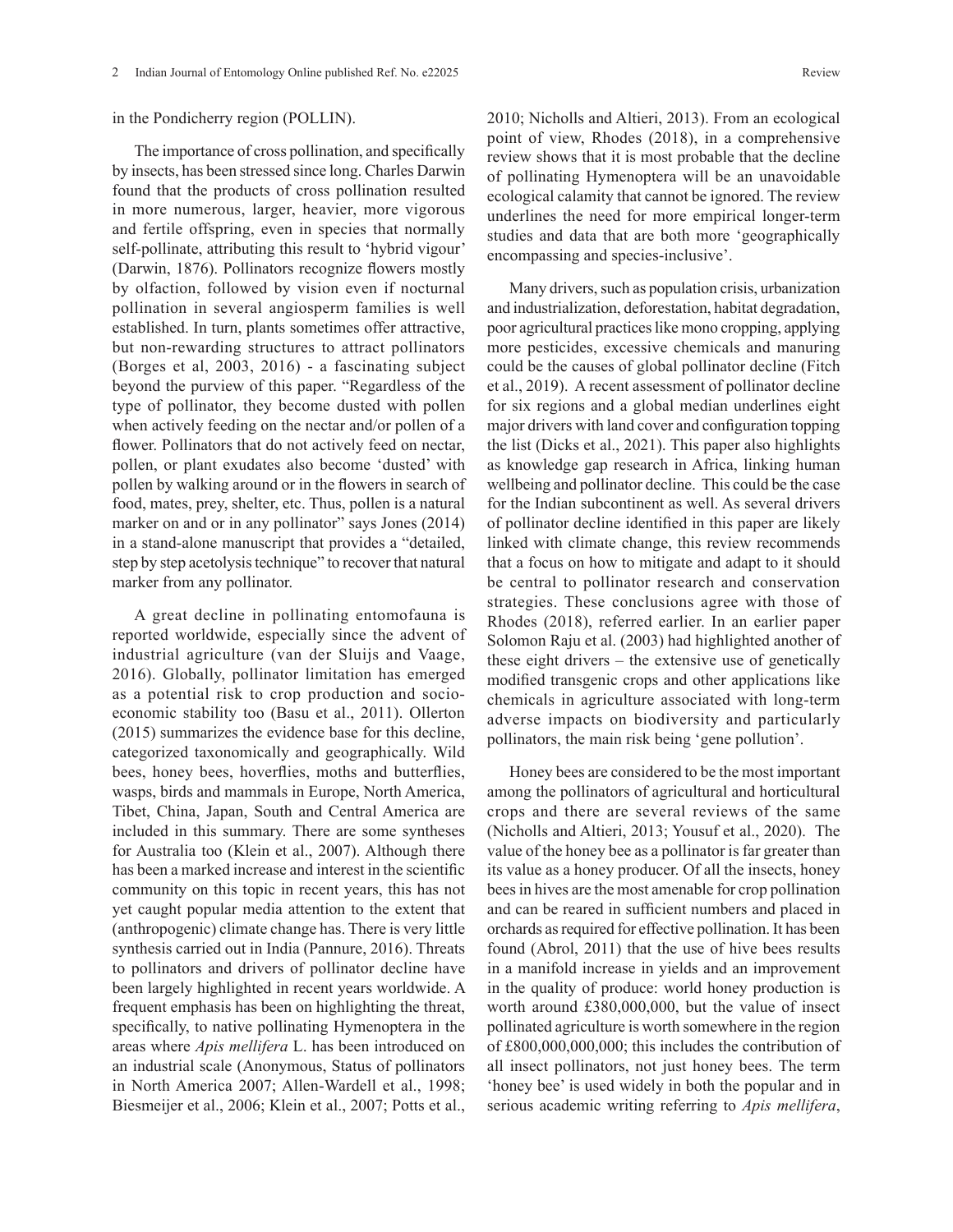in the Pondicherry region (POLLIN).

The importance of cross pollination, and specifically by insects, has been stressed since long. Charles Darwin found that the products of cross pollination resulted in more numerous, larger, heavier, more vigorous and fertile offspring, even in species that normally self-pollinate, attributing this result to 'hybrid vigour' (Darwin, 1876). Pollinators recognize flowers mostly by olfaction, followed by vision even if nocturnal pollination in several angiosperm families is well established. In turn, plants sometimes offer attractive, but non-rewarding structures to attract pollinators (Borges et al, 2003, 2016) - a fascinating subject beyond the purview of this paper. "Regardless of the type of pollinator, they become dusted with pollen when actively feeding on the nectar and/or pollen of a flower. Pollinators that do not actively feed on nectar, pollen, or plant exudates also become 'dusted' with pollen by walking around or in the flowers in search of food, mates, prey, shelter, etc. Thus, pollen is a natural marker on and or in any pollinator" says Jones (2014) in a stand-alone manuscript that provides a "detailed, step by step acetolysis technique" to recover that natural marker from any pollinator.

A great decline in pollinating entomofauna is reported worldwide, especially since the advent of industrial agriculture (van der Sluijs and Vaage, 2016). Globally, pollinator limitation has emerged as a potential risk to crop production and socio-economic stability too (Basu et al., 2011). Ollerton (2015) summarizes the evidence base for this decline, categorized taxonomically and geographically. Wild bees, honey bees, hoverflies, moths and butterflies, wasps, birds and mammals in Europe, North America, Tibet, China, Japan, South and Central America are included in this summary. There are some syntheses for Australia too (Klein et al., 2007). Although there has been a marked increase and interest in the scientific community on this topic in recent years, this has not yet caught popular media attention to the extent that (anthropogenic) climate change has. There is very little synthesis carried out in India (Pannure, 2016). Threats to pollinators and drivers of pollinator decline have been largely highlighted in recent years worldwide. A frequent emphasis has been on highlighting the threat, specifically, to native pollinating Hymenoptera in the areas where *Apis mellifera* L. has been introduced on an industrial scale (Anonymous, Status of pollinators in North America 2007; Allen-Wardell et al., 1998; Biesmeijer et al., 2006; Klein et al., 2007; Potts et al., 2010; Nicholls and Altieri, 2013). From an ecological point of view, Rhodes (2018), in a comprehensive review shows that it is most probable that the decline of pollinating Hymenoptera will be an unavoidable ecological calamity that cannot be ignored. The review underlines the need for more empirical longer-term studies and data that are both more 'geographically encompassing and species-inclusive'.

Many drivers, such as population crisis, urbanization and industrialization, deforestation, habitat degradation, poor agricultural practices like mono cropping, applying more pesticides, excessive chemicals and manuring could be the causes of global pollinator decline (Fitch et al., 2019). A recent assessment of pollinator decline for six regions and a global median underlines eight major drivers with land cover and configuration topping the list (Dicks et al., 2021). This paper also highlights as knowledge gap research in Africa, linking human wellbeing and pollinator decline. This could be the case for the Indian subcontinent as well. As several drivers of pollinator decline identified in this paper are likely linked with climate change, this review recommends that a focus on how to mitigate and adapt to it should be central to pollinator research and conservation strategies. These conclusions agree with those of Rhodes (2018), referred earlier. In an earlier paper Solomon Raju et al. (2003) had highlighted another of these eight drivers – the extensive use of genetically modified transgenic crops and other applications like chemicals in agriculture associated with long-term adverse impacts on biodiversity and particularly pollinators, the main risk being 'gene pollution'.

Honey bees are considered to be the most important among the pollinators of agricultural and horticultural crops and there are several reviews of the same (Nicholls and Altieri, 2013; Yousuf et al., 2020). The value of the honey bee as a pollinator is far greater than its value as a honey producer. Of all the insects, honey bees in hives are the most amenable for crop pollination and can be reared in sufficient numbers and placed in orchards as required for effective pollination. It has been found (Abrol, 2011) that the use of hive bees results in a manifold increase in yields and an improvement in the quality of produce: world honey production is worth around £380,000,000, but the value of insect pollinated agriculture is worth somewhere in the region of £800,000,000,000; this includes the contribution of all insect pollinators, not just honey bees. The term 'honey bee' is used widely in both the popular and in serious academic writing referring to *Apis mellifera*,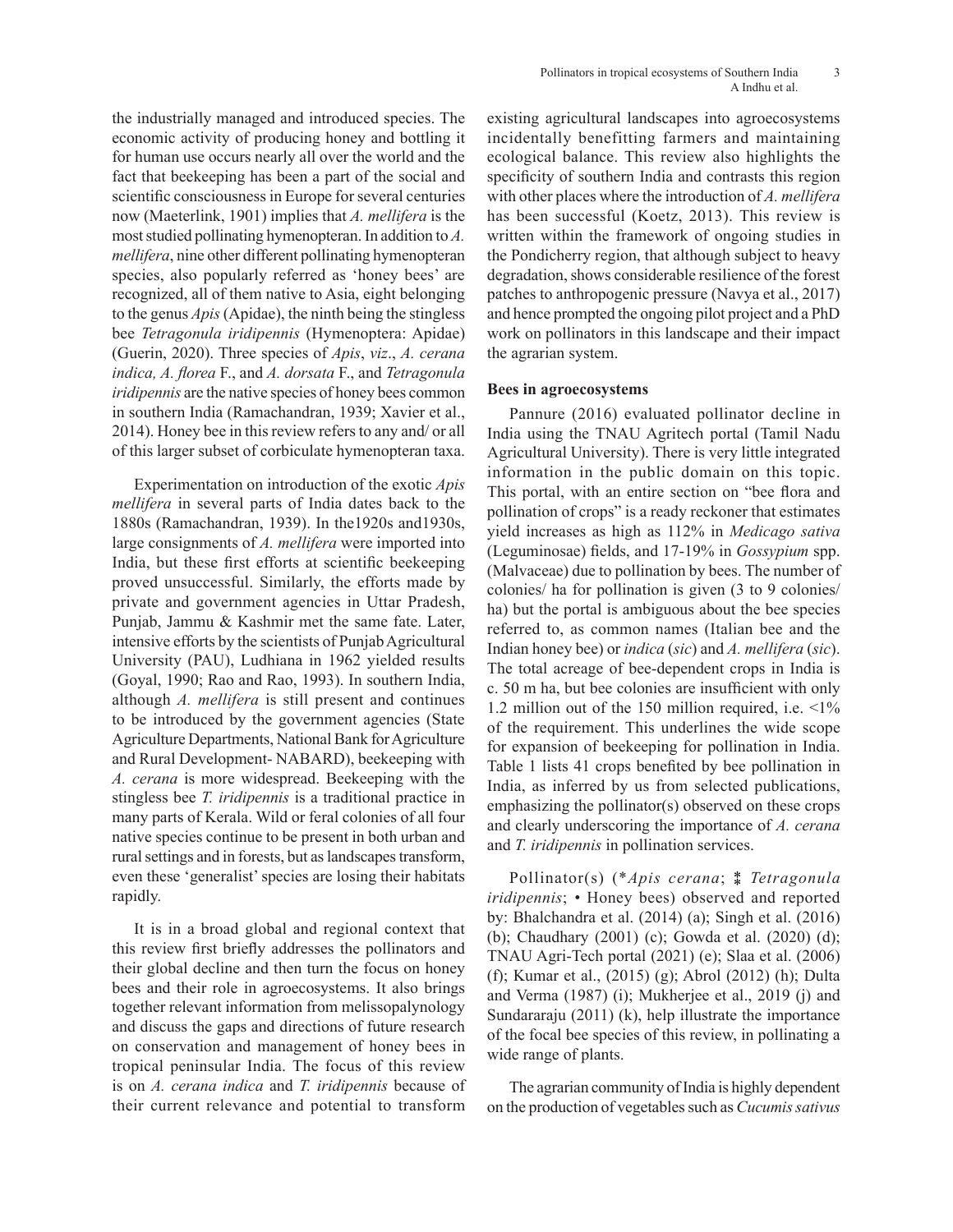the industrially managed and introduced species. The economic activity of producing honey and bottling it for human use occurs nearly all over the world and the fact that beekeeping has been a part of the social and scientific consciousness in Europe for several centuries now (Maeterlink, 1901) implies that *A. mellifera* is the most studied pollinating hymenopteran. In addition to *A. mellifera*, nine other different pollinating hymenopteran species, also popularly referred as 'honey bees' are recognized, all of them native to Asia, eight belonging to the genus *Apis* (Apidae), the ninth being the stingless bee *Tetragonula iridipennis* (Hymenoptera: Apidae) (Guerin, 2020). Three species of *Apis*, *viz*., *A. cerana indica, A. florea* F., and *A. dorsata* F., and *Tetragonula iridipennis* are the native species of honey bees common in southern India (Ramachandran, 1939; Xavier et al., 2014). Honey bee in this review refers to any and/ or all of this larger subset of corbiculate hymenopteran taxa.

Experimentation on introduction of the exotic *Apis mellifera* in several parts of India dates back to the 1880s (Ramachandran, 1939). In the1920s and1930s, large consignments of *A. mellifera* were imported into India, but these first efforts at scientific beekeeping proved unsuccessful. Similarly, the efforts made by private and government agencies in Uttar Pradesh, Punjab, Jammu & Kashmir met the same fate. Later, intensive efforts by the scientists of Punjab Agricultural University (PAU), Ludhiana in 1962 yielded results (Goyal, 1990; Rao and Rao, 1993). In southern India, although *A. mellifera* is still present and continues to be introduced by the government agencies (State Agriculture Departments, National Bank for Agriculture and Rural Development- NABARD), beekeeping with *A. cerana* is more widespread. Beekeeping with the stingless bee *T. iridipennis* is a traditional practice in many parts of Kerala. Wild or feral colonies of all four native species continue to be present in both urban and rural settings and in forests, but as landscapes transform, even these 'generalist' species are losing their habitats rapidly.

It is in a broad global and regional context that this review first briefly addresses the pollinators and their global decline and then turn the focus on honey bees and their role in agroecosystems. It also brings together relevant information from melissopalynology and discuss the gaps and directions of future research on conservation and management of honey bees in tropical peninsular India. The focus of this review is on *A. cerana indica* and *T. iridipennis* because of their current relevance and potential to transform existing agricultural landscapes into agroecosystems incidentally benefitting farmers and maintaining ecological balance. This review also highlights the specificity of southern India and contrasts this region with other places where the introduction of *A. mellifera* has been successful (Koetz, 2013). This review is written within the framework of ongoing studies in the Pondicherry region, that although subject to heavy degradation, shows considerable resilience of the forest patches to anthropogenic pressure (Navya et al., 2017) and hence prompted the ongoing pilot project and a PhD work on pollinators in this landscape and their impact the agrarian system.

### Bees in agroecosystems

Pannure (2016) evaluated pollinator decline in India using the TNAU Agritech portal (Tamil Nadu Agricultural University). There is very little integrated information in the public domain on this topic. This portal, with an entire section on "bee flora and pollination of crops" is a ready reckoner that estimates yield increases as high as 112% in *Medicago sativa* (Leguminosae) fields, and 17-19% in *Gossypium* spp. (Malvaceae) due to pollination by bees. The number of colonies/ ha for pollination is given (3 to 9 colonies/ ha) but the portal is ambiguous about the bee species referred to, as common names (Italian bee and the Indian honey bee) or *indica* (*sic*) and *A. mellifera* (*sic*). The total acreage of bee-dependent crops in India is c. 50 m ha, but bee colonies are insufficient with only 1.2 million out of the 150 million required, i.e. <1% of the requirement. This underlines the wide scope for expansion of beekeeping for pollination in India. Table 1 lists 41 crops benefited by bee pollination in India, as inferred by us from selected publications, emphasizing the pollinator(s) observed on these crops and clearly underscoring the importance of *A. cerana* and *T. iridipennis* in pollination services.

Pollinator(s) (\**Apis cerana*; ⁑ *Tetragonula iridipennis*; • Honey bees) observed and reported by: Bhalchandra et al. (2014) (a); Singh et al. (2016) (b); Chaudhary (2001) (c); Gowda et al. (2020) (d); TNAU Agri-Tech portal (2021) (e); Slaa et al. (2006) (f); Kumar et al., (2015) (g); Abrol (2012) (h); Dulta and Verma (1987) (i); Mukherjee et al., 2019 (j) and Sundararaju (2011) (k), help illustrate the importance of the focal bee species of this review, in pollinating a wide range of plants.

The agrarian community of India is highly dependent on the production of vegetables such as *Cucumis sativus*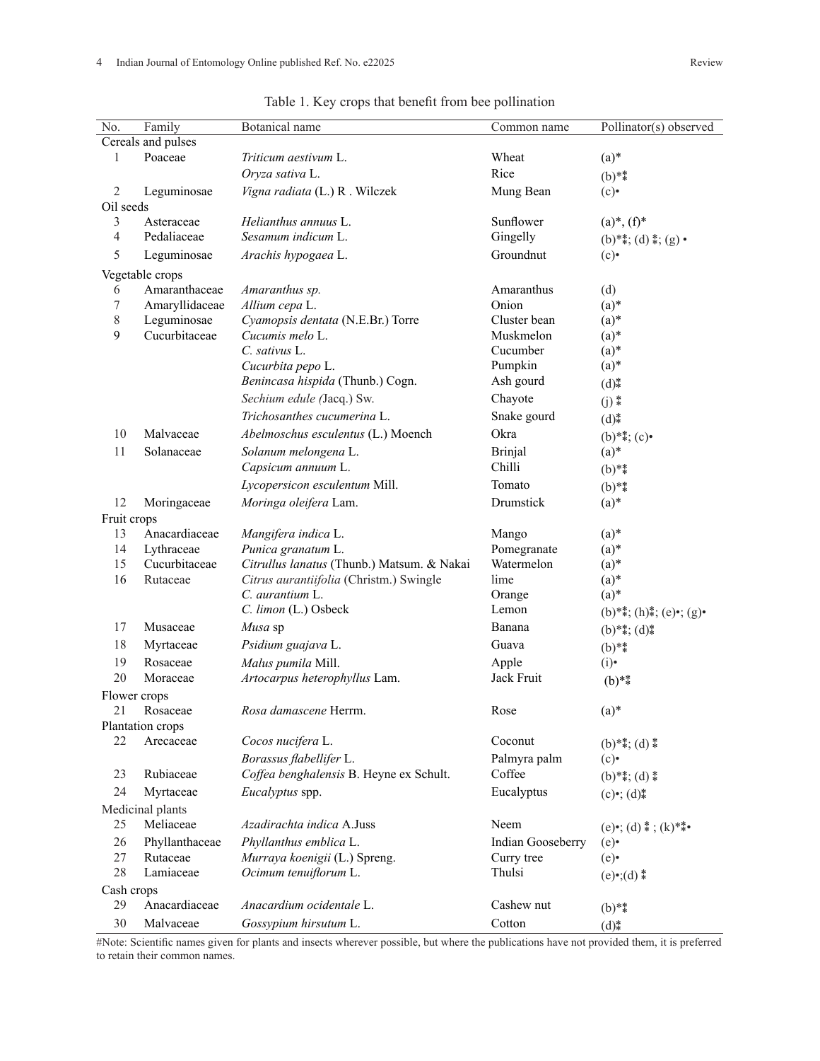Table 1. Key crops that benefit from bee pollination

| No. | Family | Botanical name | Common name | Pollinator(s) observed |
|---|---|---|---|---|
| Cereals and pulses | | | | |
| 1 | Poaceae | *Triticum aestivum* L. | Wheat | (a)* |
| | | *Oryza sativa* L. | Rice | (b)*⁑ |
| 2 | Leguminosae | *Vigna radiata* (L.) R . Wilczek | Mung Bean | (c)• |
| Oil seeds | | | | |
| 3 | Asteraceae | *Helianthus annuus* L. | Sunflower | (a)*, (f)* |
| 4 | Pedaliaceae | *Sesamum indicum* L. | Gingelly | (b)*⁑; (d) ⁑; (g) • |
| 5 | Leguminosae | *Arachis hypogaea* L. | Groundnut | (c)• |
| Vegetable crops | | | | |
| 6 | Amaranthaceae | *Amaranthus sp.* | Amaranthus | (d) |
| 7 | Amaryllidaceae | *Allium cepa* L. | Onion | (a)* |
| 8 | Leguminosae | *Cyamopsis dentata* (N.E.Br.) Torre | Cluster bean | (a)* |
| 9 | Cucurbitaceae | *Cucumis melo* L. | Muskmelon | (a)* |
| | | *C. sativus* L. | Cucumber | (a)* |
| | | *Cucurbita pepo* L. | Pumpkin | (a)* |
| | | *Benincasa hispida* (Thunb.) Cogn. | Ash gourd | (d)⁑ |
| | | *Sechium edule (*Jacq.) Sw. | Chayote | (j) ⁑ |
| | | *Trichosanthes cucumerina* L. | Snake gourd | (d)⁑ |
| 10 | Malvaceae | *Abelmoschus esculentus* (L.) Moench | Okra | (b)*⁑; (c)• |
| 11 | Solanaceae | *Solanum melongena* L. | Brinjal | (a)* |
| | | *Capsicum annuum* L. | Chilli | (b)*⁑ |
| | | *Lycopersicon esculentum* Mill. | Tomato | (b)*⁑ |
| 12 | Moringaceae | *Moringa oleifera* Lam. | Drumstick | (a)* |
| Fruit crops | | | | |
| 13 | Anacardiaceae | *Mangifera indica* L. | Mango | (a)* |
| 14 | Lythraceae | *Punica granatum* L. | Pomegranate | (a)* |
| 15 | Cucurbitaceae | *Citrullus lanatus* (Thunb.) Matsum. & Nakai | Watermelon | (a)* |
| 16 | Rutaceae | *Citrus aurantiifolia* (Christm.) Swingle | lime | (a)* |
| | | *C. aurantium* L. | Orange | (a)* |
| | | *C. limon* (L.) Osbeck | Lemon | (b)*⁑; (h)⁑; (e)•; (g)• |
| 17 | Musaceae | *Musa* sp | Banana | (b)*⁑; (d)⁑ |
| 18 | Myrtaceae | *Psidium guajava* L. | Guava | (b)*⁑ |
| 19 | Rosaceae | *Malus pumila* Mill. | Apple | (i)• |
| 20 | Moraceae | *Artocarpus heterophyllus* Lam. | Jack Fruit | (b)*⁑ |
| Flower crops | | | | |
| 21 | Rosaceae | *Rosa damascene* Herrm. | Rose | (a)* |
| Plantation crops | | | | |
| 22 | Arecaceae | *Cocos nucifera* L. | Coconut | (b)*⁑; (d) ⁑ |
| | | *Borassus flabellifer* L. | Palmyra palm | (c)• |
| 23 | Rubiaceae | *Coffea benghalensis* B. Heyne ex Schult. | Coffee | (b)*⁑; (d) ⁑ |
| 24 | Myrtaceae | *Eucalyptus* spp. | Eucalyptus | (c)•; (d)⁑ |
| Medicinal plants | | | | |
| 25 | Meliaceae | *Azadirachta indica* A.Juss | Neem | (e)•; (d) ⁑ ; (k)*⁑• |
| 26 | Phyllanthaceae | *Phyllanthus emblica* L. | Indian Gooseberry | (e)• |
| 27 | Rutaceae | *Murraya koenigii* (L.) Spreng. | Curry tree | (e)• |
| 28 | Lamiaceae | *Ocimum tenuiflorum* L. | Thulsi | (e)•;(d) ⁑ |
| Cash crops | | | | |
| 29 | Anacardiaceae | *Anacardium ocidentale* L. | Cashew nut | (b)*⁑ |
| 30 | Malvaceae | *Gossypium hirsutum* L. | Cotton | (d)⁑ |

#Note: Scientific names given for plants and insects wherever possible, but where the publications have not provided them, it is preferred to retain their common names.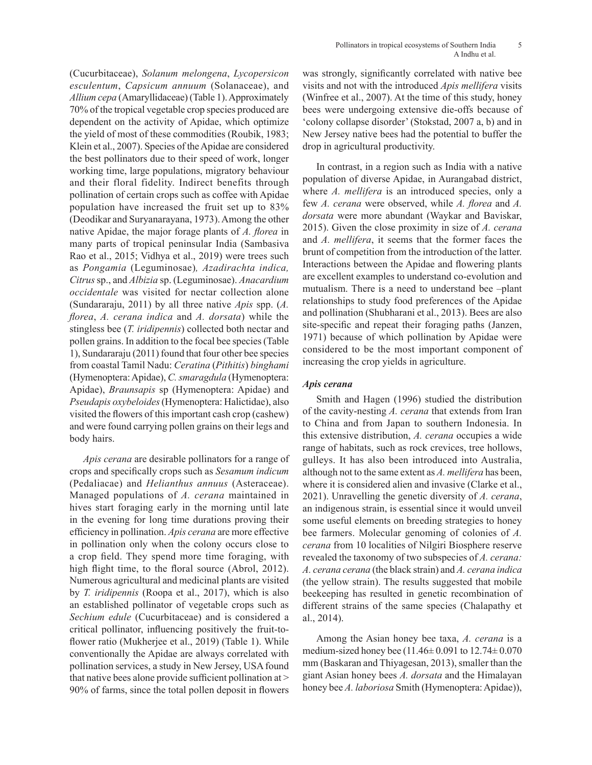(Cucurbitaceae), *Solanum melongena*, *Lycopersicon esculentum*, *Capsicum annuum* (Solanaceae), and *Allium cepa* (Amaryllidaceae) (Table 1). Approximately 70% of the tropical vegetable crop species produced are dependent on the activity of Apidae, which optimize the yield of most of these commodities (Roubik, 1983; Klein et al., 2007). Species of the Apidae are considered the best pollinators due to their speed of work, longer working time, large populations, migratory behaviour and their floral fidelity. Indirect benefits through pollination of certain crops such as coffee with Apidae population have increased the fruit set up to 83% (Deodikar and Suryanarayana, 1973). Among the other native Apidae, the major forage plants of *A. florea* in many parts of tropical peninsular India (Sambasiva Rao et al., 2015; Vidhya et al., 2019) were trees such as *Pongamia* (Leguminosae)*, Azadirachta indica, Citrus* sp., and *Albizia* sp. (Leguminosae). *Anacardium occidentale* was visited for nectar collection alone (Sundararaju, 2011) by all three native *Apis* spp. (*A. florea*, *A. cerana indica* and *A. dorsata*) while the stingless bee (*T. iridipennis*) collected both nectar and pollen grains. In addition to the focal bee species (Table 1), Sundararaju (2011) found that four other bee species from coastal Tamil Nadu: *Ceratina* (*Pithitis*) *binghami* (Hymenoptera: Apidae), *C. smaragdula* (Hymenoptera: Apidae), *Braunsapis* sp (Hymenoptera: Apidae) and *Pseudapis oxybeloides* (Hymenoptera: Halictidae), also visited the flowers of this important cash crop (cashew) and were found carrying pollen grains on their legs and body hairs.

*Apis cerana* are desirable pollinators for a range of crops and specifically crops such as *Sesamum indicum* (Pedaliacae) and *Helianthus annuus* (Asteraceae). Managed populations of *A. cerana* maintained in hives start foraging early in the morning until late in the evening for long time durations proving their efficiency in pollination. *Apis cerana* are more effective in pollination only when the colony occurs close to a crop field. They spend more time foraging, with high flight time, to the floral source (Abrol, 2012). Numerous agricultural and medicinal plants are visited by *T. iridipennis* (Roopa et al., 2017), which is also an established pollinator of vegetable crops such as *Sechium edule* (Cucurbitaceae) and is considered a critical pollinator, influencing positively the fruit-to-flower ratio (Mukherjee et al., 2019) (Table 1). While conventionally the Apidae are always correlated with pollination services, a study in New Jersey, USA found that native bees alone provide sufficient pollination at > 90% of farms, since the total pollen deposit in flowers was strongly, significantly correlated with native bee visits and not with the introduced *Apis mellifera* visits (Winfree et al., 2007). At the time of this study, honey bees were undergoing extensive die-offs because of 'colony collapse disorder' (Stokstad, 2007 a, b) and in New Jersey native bees had the potential to buffer the drop in agricultural productivity.

In contrast, in a region such as India with a native population of diverse Apidae, in Aurangabad district, where *A. mellifera* is an introduced species, only a few *A. cerana* were observed, while *A. florea* and *A. dorsata* were more abundant (Waykar and Baviskar, 2015). Given the close proximity in size of *A. cerana* and *A. mellifera*, it seems that the former faces the brunt of competition from the introduction of the latter. Interactions between the Apidae and flowering plants are excellent examples to understand co-evolution and mutualism. There is a need to understand bee –plant relationships to study food preferences of the Apidae and pollination (Shubharani et al., 2013). Bees are also site-specific and repeat their foraging paths (Janzen, 1971) because of which pollination by Apidae were considered to be the most important component of increasing the crop yields in agriculture.

### *Apis cerana*

Smith and Hagen (1996) studied the distribution of the cavity-nesting *A. cerana* that extends from Iran to China and from Japan to southern Indonesia. In this extensive distribution, *A. cerana* occupies a wide range of habitats, such as rock crevices, tree hollows, gulleys. It has also been introduced into Australia, although not to the same extent as *A. mellifera* has been, where it is considered alien and invasive (Clarke et al., 2021). Unravelling the genetic diversity of *A. cerana*, an indigenous strain, is essential since it would unveil some useful elements on breeding strategies to honey bee farmers. Molecular genoming of colonies of *A. cerana* from 10 localities of Nilgiri Biosphere reserve revealed the taxonomy of two subspecies of *A. cerana: A. cerana cerana* (the black strain) and *A. cerana indica* (the yellow strain). The results suggested that mobile beekeeping has resulted in genetic recombination of different strains of the same species (Chalapathy et al., 2014).

Among the Asian honey bee taxa, *A. cerana* is a medium-sized honey bee ($11.46 \pm 0.091$ to $12.74 \pm 0.070$ mm (Baskaran and Thiyagesan, 2013), smaller than the giant Asian honey bees *A. dorsata* and the Himalayan honey bee *A. laboriosa* Smith (Hymenoptera: Apidae)),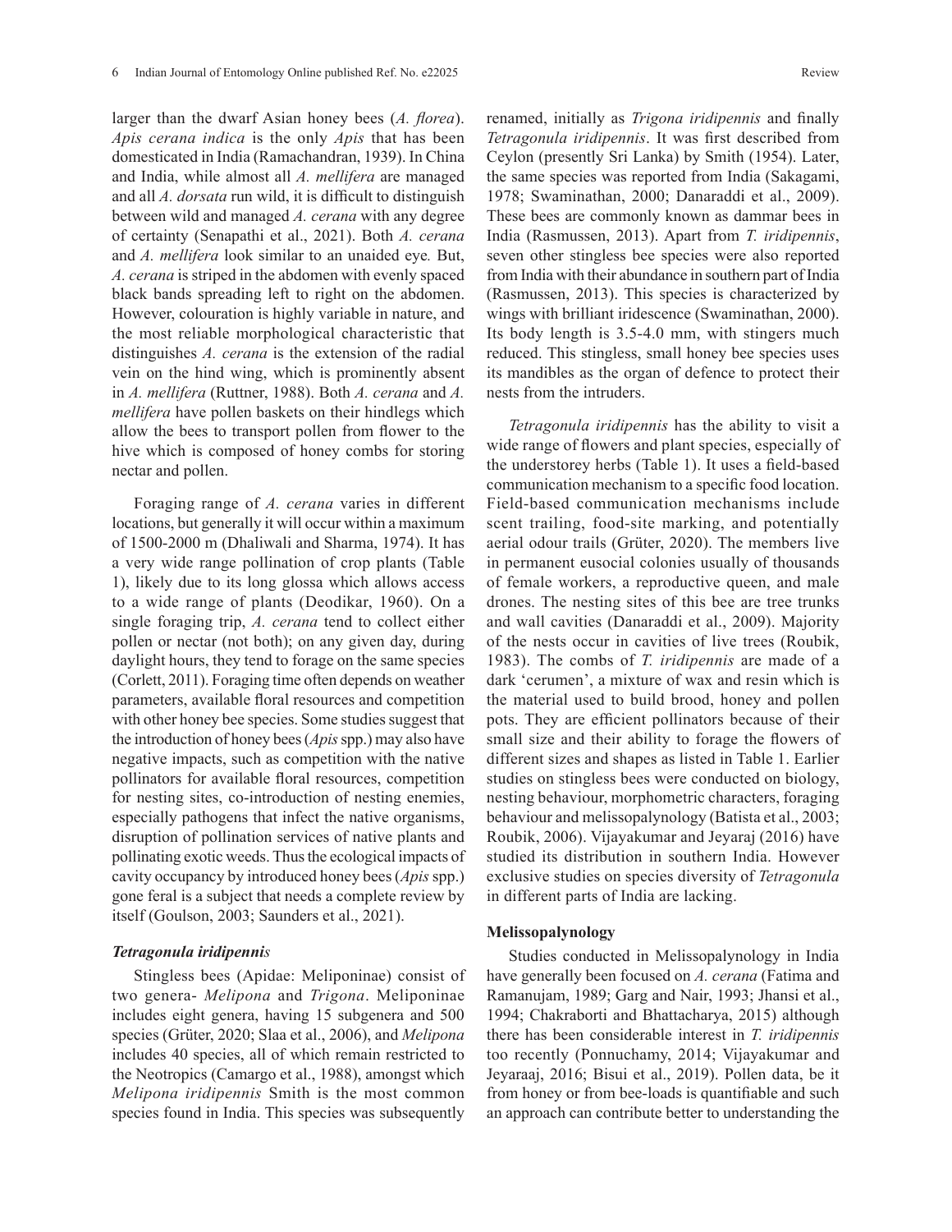larger than the dwarf Asian honey bees (*A. florea*). *Apis cerana indica* is the only *Apis* that has been domesticated in India (Ramachandran, 1939). In China and India, while almost all *A. mellifera* are managed and all *A. dorsata* run wild, it is difficult to distinguish between wild and managed *A. cerana* with any degree of certainty (Senapathi et al., 2021). Both *A. cerana* and *A. mellifera* look similar to an unaided eye. But, *A. cerana* is striped in the abdomen with evenly spaced black bands spreading left to right on the abdomen. However, colouration is highly variable in nature, and the most reliable morphological characteristic that distinguishes *A. cerana* is the extension of the radial vein on the hind wing, which is prominently absent in *A. mellifera* (Ruttner, 1988). Both *A. cerana* and *A. mellifera* have pollen baskets on their hindlegs which allow the bees to transport pollen from flower to the hive which is composed of honey combs for storing nectar and pollen.

Foraging range of *A. cerana* varies in different locations, but generally it will occur within a maximum of 1500-2000 m (Dhaliwali and Sharma, 1974). It has a very wide range pollination of crop plants (Table 1), likely due to its long glossa which allows access to a wide range of plants (Deodikar, 1960). On a single foraging trip, *A. cerana* tend to collect either pollen or nectar (not both); on any given day, during daylight hours, they tend to forage on the same species (Corlett, 2011). Foraging time often depends on weather parameters, available floral resources and competition with other honey bee species. Some studies suggest that the introduction of honey bees (*Apis* spp.) may also have negative impacts, such as competition with the native pollinators for available floral resources, competition for nesting sites, co-introduction of nesting enemies, especially pathogens that infect the native organisms, disruption of pollination services of native plants and pollinating exotic weeds. Thus the ecological impacts of cavity occupancy by introduced honey bees (*Apis* spp.) gone feral is a subject that needs a complete review by itself (Goulson, 2003; Saunders et al., 2021).

### *Tetragonula iridipennis*

Stingless bees (Apidae: Meliponinae) consist of two genera- *Melipona* and *Trigona*. Meliponinae includes eight genera, having 15 subgenera and 500 species (Grüter, 2020; Slaa et al., 2006), and *Melipona* includes 40 species, all of which remain restricted to the Neotropics (Camargo et al., 1988), amongst which *Melipona iridipennis* Smith is the most common species found in India. This species was subsequently renamed, initially as *Trigona iridipennis* and finally *Tetragonula iridipennis*. It was first described from Ceylon (presently Sri Lanka) by Smith (1954). Later, the same species was reported from India (Sakagami, 1978; Swaminathan, 2000; Danaraddi et al., 2009). These bees are commonly known as dammar bees in India (Rasmussen, 2013). Apart from *T. iridipennis*, seven other stingless bee species were also reported from India with their abundance in southern part of India (Rasmussen, 2013). This species is characterized by wings with brilliant iridescence (Swaminathan, 2000). Its body length is 3.5-4.0 mm, with stingers much reduced. This stingless, small honey bee species uses its mandibles as the organ of defence to protect their nests from the intruders.

*Tetragonula iridipennis* has the ability to visit a wide range of flowers and plant species, especially of the understorey herbs (Table 1). It uses a field-based communication mechanism to a specific food location. Field-based communication mechanisms include scent trailing, food-site marking, and potentially aerial odour trails (Grüter, 2020). The members live in permanent eusocial colonies usually of thousands of female workers, a reproductive queen, and male drones. The nesting sites of this bee are tree trunks and wall cavities (Danaraddi et al., 2009). Majority of the nests occur in cavities of live trees (Roubik, 1983). The combs of *T. iridipennis* are made of a dark 'cerumen', a mixture of wax and resin which is the material used to build brood, honey and pollen pots. They are efficient pollinators because of their small size and their ability to forage the flowers of different sizes and shapes as listed in Table 1. Earlier studies on stingless bees were conducted on biology, nesting behaviour, morphometric characters, foraging behaviour and melissopalynology (Batista et al., 2003; Roubik, 2006). Vijayakumar and Jeyaraj (2016) have studied its distribution in southern India. However exclusive studies on species diversity of *Tetragonula* in different parts of India are lacking.

### Melissopalynology

Studies conducted in Melissopalynology in India have generally been focused on *A. cerana* (Fatima and Ramanujam, 1989; Garg and Nair, 1993; Jhansi et al., 1994; Chakraborti and Bhattacharya, 2015) although there has been considerable interest in *T. iridipennis* too recently (Ponnuchamy, 2014; Vijayakumar and Jeyaraaj, 2016; Bisui et al., 2019). Pollen data, be it from honey or from bee-loads is quantifiable and such an approach can contribute better to understanding the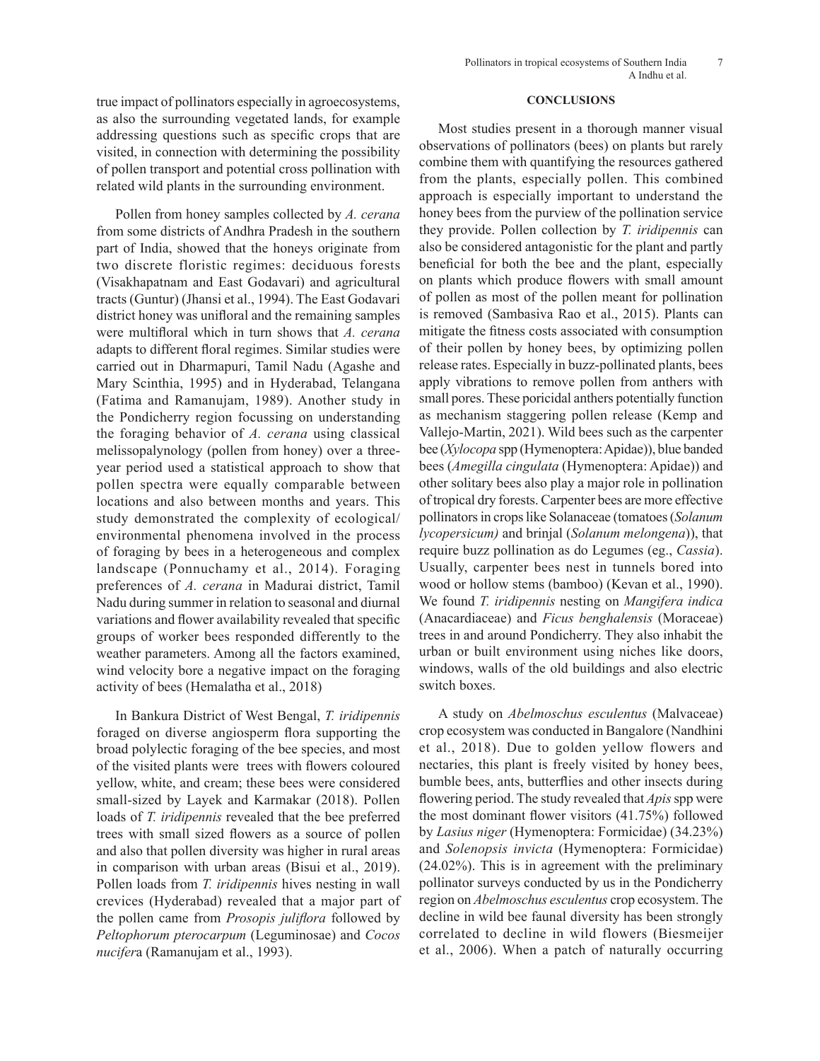true impact of pollinators especially in agroecosystems, as also the surrounding vegetated lands, for example addressing questions such as specific crops that are visited, in connection with determining the possibility of pollen transport and potential cross pollination with related wild plants in the surrounding environment.

Pollen from honey samples collected by *A. cerana* from some districts of Andhra Pradesh in the southern part of India, showed that the honeys originate from two discrete floristic regimes: deciduous forests (Visakhapatnam and East Godavari) and agricultural tracts (Guntur) (Jhansi et al., 1994). The East Godavari district honey was unifloral and the remaining samples were multifloral which in turn shows that *A. cerana* adapts to different floral regimes. Similar studies were carried out in Dharmapuri, Tamil Nadu (Agashe and Mary Scinthia, 1995) and in Hyderabad, Telangana (Fatima and Ramanujam, 1989). Another study in the Pondicherry region focussing on understanding the foraging behavior of *A. cerana* using classical melissopalynology (pollen from honey) over a three-year period used a statistical approach to show that pollen spectra were equally comparable between locations and also between months and years. This study demonstrated the complexity of ecological/ environmental phenomena involved in the process of foraging by bees in a heterogeneous and complex landscape (Ponnuchamy et al., 2014). Foraging preferences of *A. cerana* in Madurai district, Tamil Nadu during summer in relation to seasonal and diurnal variations and flower availability revealed that specific groups of worker bees responded differently to the weather parameters. Among all the factors examined, wind velocity bore a negative impact on the foraging activity of bees (Hemalatha et al., 2018)

In Bankura District of West Bengal, *T. iridipennis* foraged on diverse angiosperm flora supporting the broad polylectic foraging of the bee species, and most of the visited plants were trees with flowers coloured yellow, white, and cream; these bees were considered small-sized by Layek and Karmakar (2018). Pollen loads of *T. iridipennis* revealed that the bee preferred trees with small sized flowers as a source of pollen and also that pollen diversity was higher in rural areas in comparison with urban areas (Bisui et al., 2019). Pollen loads from *T. iridipennis* hives nesting in wall crevices (Hyderabad) revealed that a major part of the pollen came from *Prosopis juliflora* followed by *Peltophorum pterocarpum* (Leguminosae) and *Cocos nucifera* (Ramanujam et al., 1993).

## CONCLUSIONS

Most studies present in a thorough manner visual observations of pollinators (bees) on plants but rarely combine them with quantifying the resources gathered from the plants, especially pollen. This combined approach is especially important to understand the honey bees from the purview of the pollination service they provide. Pollen collection by *T. iridipennis* can also be considered antagonistic for the plant and partly beneficial for both the bee and the plant, especially on plants which produce flowers with small amount of pollen as most of the pollen meant for pollination is removed (Sambasiva Rao et al., 2015). Plants can mitigate the fitness costs associated with consumption of their pollen by honey bees, by optimizing pollen release rates. Especially in buzz-pollinated plants, bees apply vibrations to remove pollen from anthers with small pores. These poricidal anthers potentially function as mechanism staggering pollen release (Kemp and Vallejo-Martin, 2021). Wild bees such as the carpenter bee (*Xylocopa* spp (Hymenoptera: Apidae)), blue banded bees (*Amegilla cingulata* (Hymenoptera: Apidae)) and other solitary bees also play a major role in pollination of tropical dry forests. Carpenter bees are more effective pollinators in crops like Solanaceae (tomatoes (*Solanum lycopersicum)* and brinjal (*Solanum melongena*)), that require buzz pollination as do Legumes (eg., *Cassia*). Usually, carpenter bees nest in tunnels bored into wood or hollow stems (bamboo) (Kevan et al., 1990). We found *T. iridipennis* nesting on *Mangifera indica* (Anacardiaceae) and *Ficus benghalensis* (Moraceae) trees in and around Pondicherry. They also inhabit the urban or built environment using niches like doors, windows, walls of the old buildings and also electric switch boxes.

A study on *Abelmoschus esculentus* (Malvaceae) crop ecosystem was conducted in Bangalore (Nandhini et al., 2018). Due to golden yellow flowers and nectaries, this plant is freely visited by honey bees, bumble bees, ants, butterflies and other insects during flowering period. The study revealed that *Apis* spp were the most dominant flower visitors (41.75%) followed by *Lasius niger* (Hymenoptera: Formicidae) (34.23%) and *Solenopsis invicta* (Hymenoptera: Formicidae) (24.02%). This is in agreement with the preliminary pollinator surveys conducted by us in the Pondicherry region on *Abelmoschus esculentus* crop ecosystem. The decline in wild bee faunal diversity has been strongly correlated to decline in wild flowers (Biesmeijer et al., 2006). When a patch of naturally occurring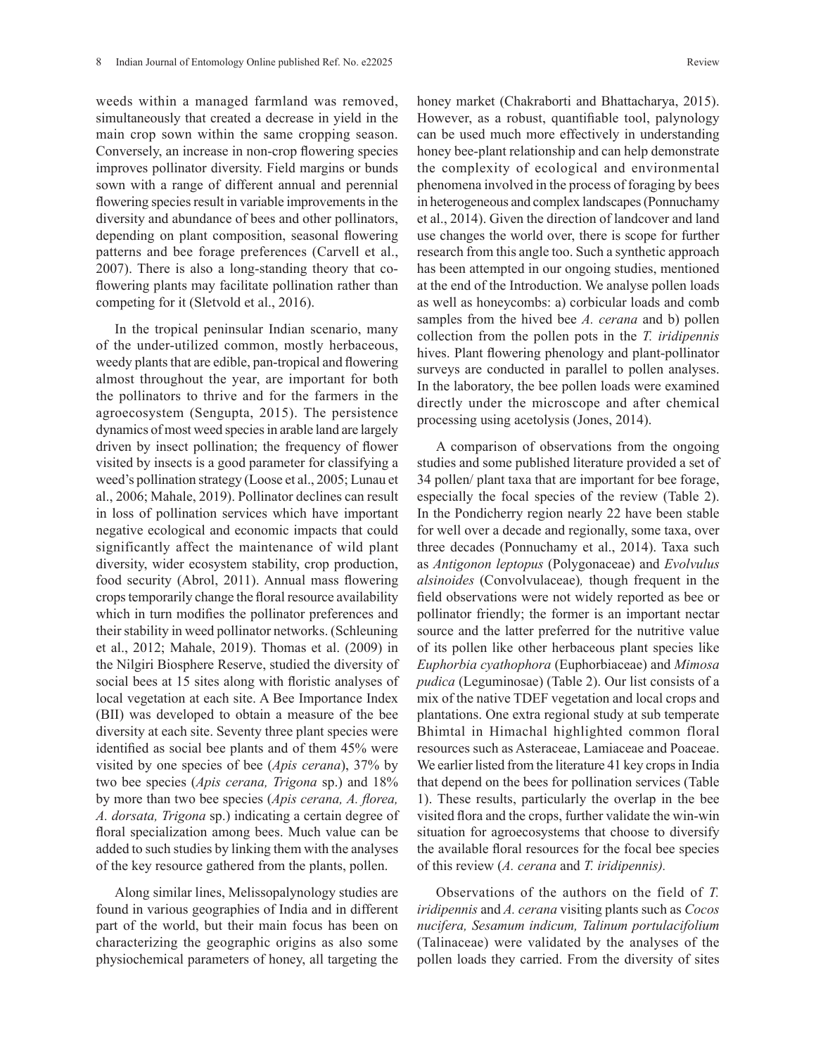weeds within a managed farmland was removed, simultaneously that created a decrease in yield in the main crop sown within the same cropping season. Conversely, an increase in non-crop flowering species improves pollinator diversity. Field margins or bunds sown with a range of different annual and perennial flowering species result in variable improvements in the diversity and abundance of bees and other pollinators, depending on plant composition, seasonal flowering patterns and bee forage preferences (Carvell et al., 2007). There is also a long-standing theory that co-flowering plants may facilitate pollination rather than competing for it (Sletvold et al., 2016).

In the tropical peninsular Indian scenario, many of the under-utilized common, mostly herbaceous, weedy plants that are edible, pan-tropical and flowering almost throughout the year, are important for both the pollinators to thrive and for the farmers in the agroecosystem (Sengupta, 2015). The persistence dynamics of most weed species in arable land are largely driven by insect pollination; the frequency of flower visited by insects is a good parameter for classifying a weed's pollination strategy (Loose et al., 2005; Lunau et al., 2006; Mahale, 2019). Pollinator declines can result in loss of pollination services which have important negative ecological and economic impacts that could significantly affect the maintenance of wild plant diversity, wider ecosystem stability, crop production, food security (Abrol, 2011). Annual mass flowering crops temporarily change the floral resource availability which in turn modifies the pollinator preferences and their stability in weed pollinator networks. (Schleuning et al., 2012; Mahale, 2019). Thomas et al. (2009) in the Nilgiri Biosphere Reserve, studied the diversity of social bees at 15 sites along with floristic analyses of local vegetation at each site. A Bee Importance Index (BII) was developed to obtain a measure of the bee diversity at each site. Seventy three plant species were identified as social bee plants and of them 45% were visited by one species of bee (*Apis cerana*), 37% by two bee species (*Apis cerana, Trigona* sp.) and 18% by more than two bee species (*Apis cerana, A. florea, A. dorsata, Trigona* sp.) indicating a certain degree of floral specialization among bees. Much value can be added to such studies by linking them with the analyses of the key resource gathered from the plants, pollen.

Along similar lines, Melissopalynology studies are found in various geographies of India and in different part of the world, but their main focus has been on characterizing the geographic origins as also some physiochemical parameters of honey, all targeting the honey market (Chakraborti and Bhattacharya, 2015). However, as a robust, quantifiable tool, palynology can be used much more effectively in understanding honey bee-plant relationship and can help demonstrate the complexity of ecological and environmental phenomena involved in the process of foraging by bees in heterogeneous and complex landscapes (Ponnuchamy et al., 2014). Given the direction of landcover and land use changes the world over, there is scope for further research from this angle too. Such a synthetic approach has been attempted in our ongoing studies, mentioned at the end of the Introduction. We analyse pollen loads as well as honeycombs: a) corbicular loads and comb samples from the hived bee *A. cerana* and b) pollen collection from the pollen pots in the *T. iridipennis* hives. Plant flowering phenology and plant-pollinator surveys are conducted in parallel to pollen analyses. In the laboratory, the bee pollen loads were examined directly under the microscope and after chemical processing using acetolysis (Jones, 2014).

A comparison of observations from the ongoing studies and some published literature provided a set of 34 pollen/ plant taxa that are important for bee forage, especially the focal species of the review (Table 2). In the Pondicherry region nearly 22 have been stable for well over a decade and regionally, some taxa, over three decades (Ponnuchamy et al., 2014). Taxa such as *Antigonon leptopus* (Polygonaceae) and *Evolvulus alsinoides* (Convolvulaceae)*,* though frequent in the field observations were not widely reported as bee or pollinator friendly; the former is an important nectar source and the latter preferred for the nutritive value of its pollen like other herbaceous plant species like *Euphorbia cyathophora* (Euphorbiaceae) and *Mimosa pudica* (Leguminosae) (Table 2). Our list consists of a mix of the native TDEF vegetation and local crops and plantations. One extra regional study at sub temperate Bhimtal in Himachal highlighted common floral resources such as Asteraceae, Lamiaceae and Poaceae. We earlier listed from the literature 41 key crops in India that depend on the bees for pollination services (Table 1). These results, particularly the overlap in the bee visited flora and the crops, further validate the win-win situation for agroecosystems that choose to diversify the available floral resources for the focal bee species of this review (*A. cerana* and *T. iridipennis).*

Observations of the authors on the field of *T. iridipennis* and *A. cerana* visiting plants such as *Cocos nucifera, Sesamum indicum, Talinum portulacifolium* (Talinaceae) were validated by the analyses of the pollen loads they carried. From the diversity of sites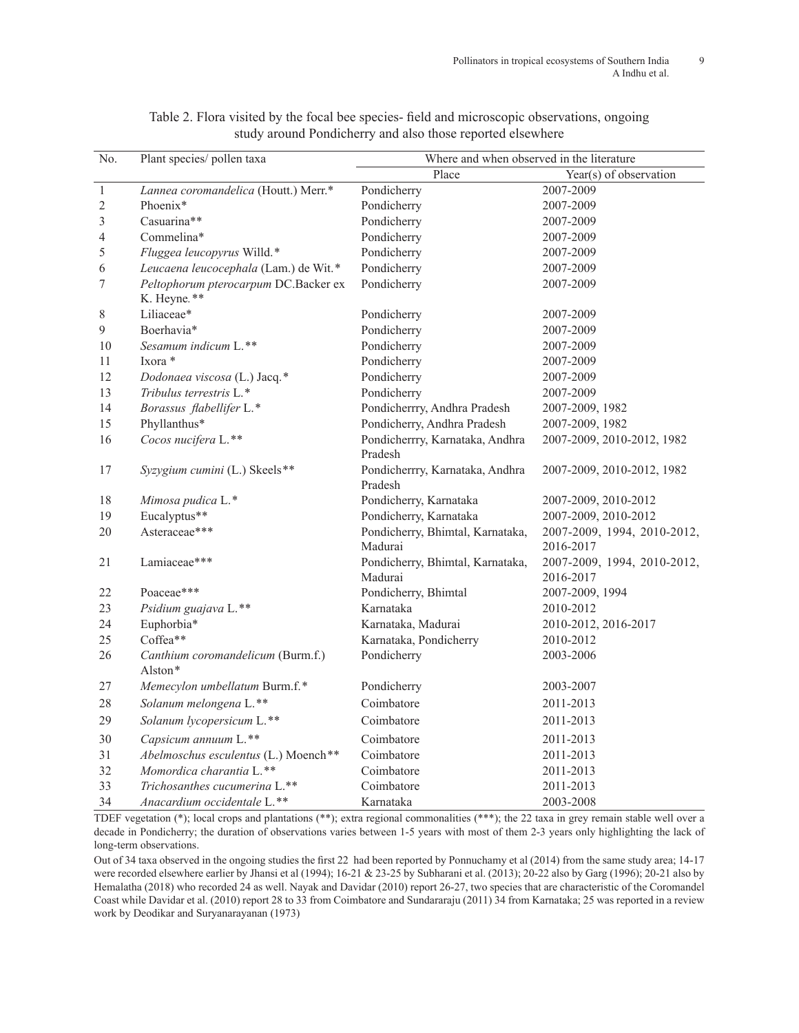Table 2. Flora visited by the focal bee species- field and microscopic observations, ongoing study around Pondicherry and also those reported elsewhere

| No. | Plant species/ pollen taxa | Where and when observed in the literature | |
|---|---|---|---|
| | | Place | Year(s) of observation |
| 1 | *Lannea coromandelica* (Houtt.) Merr.* | Pondicherry | 2007-2009 |
| 2 | Phoenix* | Pondicherry | 2007-2009 |
| 3 | Casuarina** | Pondicherry | 2007-2009 |
| 4 | Commelina* | Pondicherry | 2007-2009 |
| 5 | *Fluggea leucopyrus* Willd.* | Pondicherry | 2007-2009 |
| 6 | *Leucaena leucocephala* (Lam.) de Wit.* | Pondicherry | 2007-2009 |
| 7 | *Peltophorum pterocarpum* DC.Backer ex K. Heyne.** | Pondicherry | 2007-2009 |
| 8 | Liliaceae* | Pondicherry | 2007-2009 |
| 9 | Boerhavia* | Pondicherry | 2007-2009 |
| 10 | *Sesamum indicum* L.** | Pondicherry | 2007-2009 |
| 11 | Ixora * | Pondicherry | 2007-2009 |
| 12 | *Dodonaea viscosa* (L.) Jacq.* | Pondicherry | 2007-2009 |
| 13 | *Tribulus terrestris* L.* | Pondicherry | 2007-2009 |
| 14 | *Borassus flabellifer* L.* | Pondicherrry, Andhra Pradesh | 2007-2009, 1982 |
| 15 | Phyllanthus* | Pondicherry, Andhra Pradesh | 2007-2009, 1982 |
| 16 | *Cocos nucifera* L.** | Pondicherrry, Karnataka, Andhra Pradesh | 2007-2009, 2010-2012, 1982 |
| 17 | *Syzygium cumini* (L.) Skeels** | Pondicherrry, Karnataka, Andhra Pradesh | 2007-2009, 2010-2012, 1982 |
| 18 | *Mimosa pudica* L.* | Pondicherry, Karnataka | 2007-2009, 2010-2012 |
| 19 | Eucalyptus** | Pondicherry, Karnataka | 2007-2009, 2010-2012 |
| 20 | Asteraceae*** | Pondicherry, Bhimtal, Karnataka, Madurai | 2007-2009, 1994, 2010-2012, 2016-2017 |
| 21 | Lamiaceae*** | Pondicherry, Bhimtal, Karnataka, Madurai | 2007-2009, 1994, 2010-2012, 2016-2017 |
| 22 | Poaceae*** | Pondicherry, Bhimtal | 2007-2009, 1994 |
| 23 | *Psidium guajava* L.** | Karnataka | 2010-2012 |
| 24 | Euphorbia* | Karnataka, Madurai | 2010-2012, 2016-2017 |
| 25 | Coffea** | Karnataka, Pondicherry | 2010-2012 |
| 26 | *Canthium coromandelicum* (Burm.f.) Alston* | Pondicherry | 2003-2006 |
| 27 | *Memecylon umbellatum* Burm.f.* | Pondicherry | 2003-2007 |
| 28 | *Solanum melongena* L.** | Coimbatore | 2011-2013 |
| 29 | *Solanum lycopersicum* L.** | Coimbatore | 2011-2013 |
| 30 | *Capsicum annuum* L.** | Coimbatore | 2011-2013 |
| 31 | *Abelmoschus esculentus* (L.) Moench** | Coimbatore | 2011-2013 |
| 32 | *Momordica charantia* L.** | Coimbatore | 2011-2013 |
| 33 | *Trichosanthes cucumerina* L.** | Coimbatore | 2011-2013 |
| 34 | *Anacardium occidentale* L.** | Karnataka | 2003-2008 |

TDEF vegetation (*); local crops and plantations (**); extra regional commonalities (***); the 22 taxa in grey remain stable well over a decade in Pondicherry; the duration of observations varies between 1-5 years with most of them 2-3 years only highlighting the lack of long-term observations.

Out of 34 taxa observed in the ongoing studies the first 22 had been reported by Ponnuchamy et al (2014) from the same study area; 14-17 were recorded elsewhere earlier by Jhansi et al (1994); 16-21 & 23-25 by Subharani et al. (2013); 20-22 also by Garg (1996); 20-21 also by Hemalatha (2018) who recorded 24 as well. Nayak and Davidar (2010) report 26-27, two species that are characteristic of the Coromandel Coast while Davidar et al. (2010) report 28 to 33 from Coimbatore and Sundararaju (2011) 34 from Karnataka; 25 was reported in a review work by Deodikar and Suryanarayanan (1973)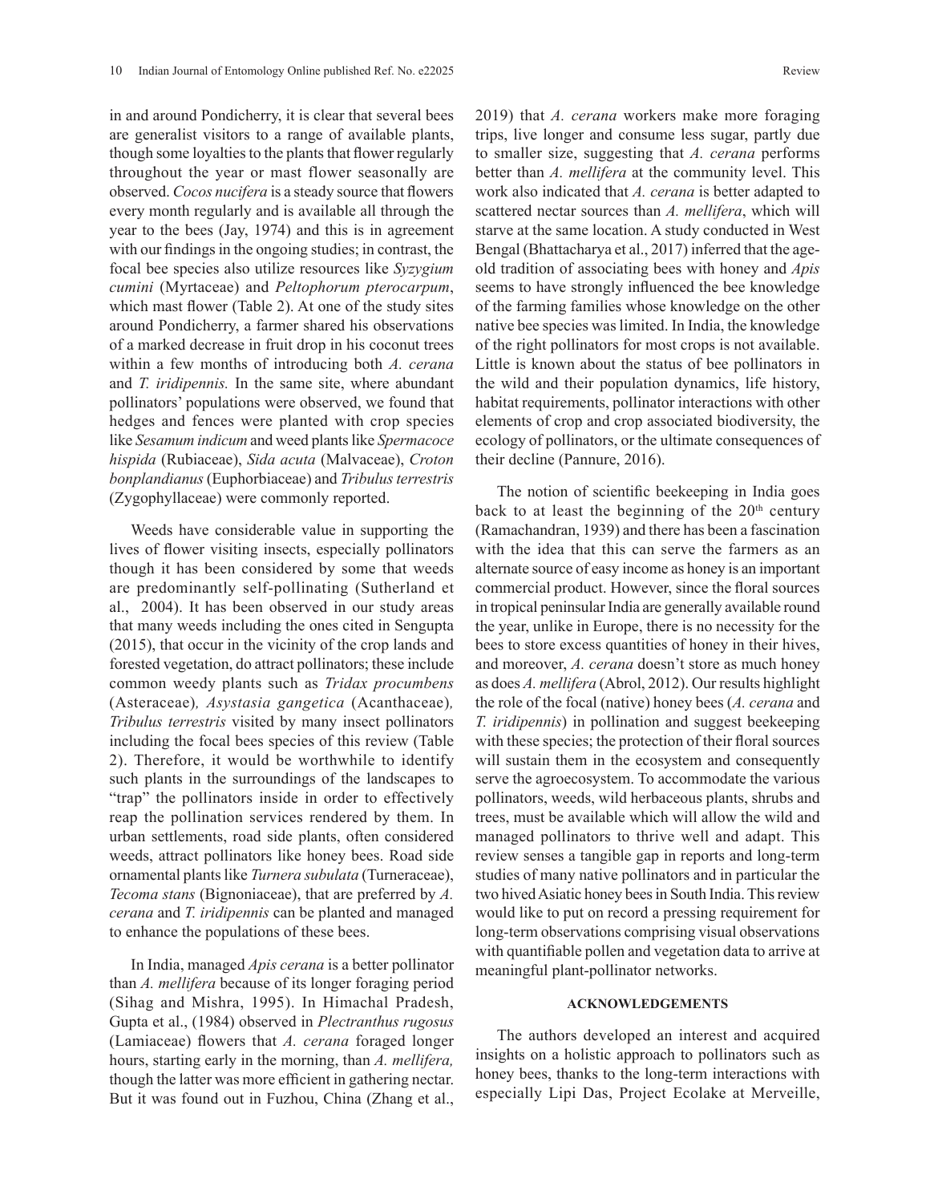in and around Pondicherry, it is clear that several bees are generalist visitors to a range of available plants, though some loyalties to the plants that flower regularly throughout the year or mast flower seasonally are observed. *Cocos nucifera* is a steady source that flowers every month regularly and is available all through the year to the bees (Jay, 1974) and this is in agreement with our findings in the ongoing studies; in contrast, the focal bee species also utilize resources like *Syzygium cumini* (Myrtaceae) and *Peltophorum pterocarpum*, which mast flower (Table 2). At one of the study sites around Pondicherry, a farmer shared his observations of a marked decrease in fruit drop in his coconut trees within a few months of introducing both *A. cerana* and *T. iridipennis.* In the same site, where abundant pollinators' populations were observed, we found that hedges and fences were planted with crop species like *Sesamum indicum* and weed plants like *Spermacoce hispida* (Rubiaceae), *Sida acuta* (Malvaceae), *Croton bonplandianus* (Euphorbiaceae) and *Tribulus terrestris* (Zygophyllaceae) were commonly reported.

Weeds have considerable value in supporting the lives of flower visiting insects, especially pollinators though it has been considered by some that weeds are predominantly self-pollinating (Sutherland et al., 2004). It has been observed in our study areas that many weeds including the ones cited in Sengupta (2015), that occur in the vicinity of the crop lands and forested vegetation, do attract pollinators; these include common weedy plants such as *Tridax procumbens* (Asteraceae)*, Asystasia gangetica* (Acanthaceae)*, Tribulus terrestris* visited by many insect pollinators including the focal bees species of this review (Table 2). Therefore, it would be worthwhile to identify such plants in the surroundings of the landscapes to "trap" the pollinators inside in order to effectively reap the pollination services rendered by them. In urban settlements, road side plants, often considered weeds, attract pollinators like honey bees. Road side ornamental plants like *Turnera subulata* (Turneraceae), *Tecoma stans* (Bignoniaceae), that are preferred by *A. cerana* and *T. iridipennis* can be planted and managed to enhance the populations of these bees.

In India, managed *Apis cerana* is a better pollinator than *A. mellifera* because of its longer foraging period (Sihag and Mishra, 1995). In Himachal Pradesh, Gupta et al., (1984) observed in *Plectranthus rugosus* (Lamiaceae) flowers that *A. cerana* foraged longer hours, starting early in the morning, than *A. mellifera,* though the latter was more efficient in gathering nectar. But it was found out in Fuzhou, China (Zhang et al., 2019) that *A. cerana* workers make more foraging trips, live longer and consume less sugar, partly due to smaller size, suggesting that *A. cerana* performs better than *A. mellifera* at the community level. This work also indicated that *A. cerana* is better adapted to scattered nectar sources than *A. mellifera*, which will starve at the same location. A study conducted in West Bengal (Bhattacharya et al., 2017) inferred that the age-old tradition of associating bees with honey and *Apis* seems to have strongly influenced the bee knowledge of the farming families whose knowledge on the other native bee species was limited. In India, the knowledge of the right pollinators for most crops is not available. Little is known about the status of bee pollinators in the wild and their population dynamics, life history, habitat requirements, pollinator interactions with other elements of crop and crop associated biodiversity, the ecology of pollinators, or the ultimate consequences of their decline (Pannure, 2016).

The notion of scientific beekeeping in India goes back to at least the beginning of the 20th century (Ramachandran, 1939) and there has been a fascination with the idea that this can serve the farmers as an alternate source of easy income as honey is an important commercial product. However, since the floral sources in tropical peninsular India are generally available round the year, unlike in Europe, there is no necessity for the bees to store excess quantities of honey in their hives, and moreover, *A. cerana* doesn't store as much honey as does *A. mellifera* (Abrol, 2012). Our results highlight the role of the focal (native) honey bees (*A. cerana* and *T. iridipennis*) in pollination and suggest beekeeping with these species; the protection of their floral sources will sustain them in the ecosystem and consequently serve the agroecosystem. To accommodate the various pollinators, weeds, wild herbaceous plants, shrubs and trees, must be available which will allow the wild and managed pollinators to thrive well and adapt. This review senses a tangible gap in reports and long-term studies of many native pollinators and in particular the two hived Asiatic honey bees in South India. This review would like to put on record a pressing requirement for long-term observations comprising visual observations with quantifiable pollen and vegetation data to arrive at meaningful plant-pollinator networks.

## ACKNOWLEDGEMENTS

The authors developed an interest and acquired insights on a holistic approach to pollinators such as honey bees, thanks to the long-term interactions with especially Lipi Das, Project Ecolake at Merveille,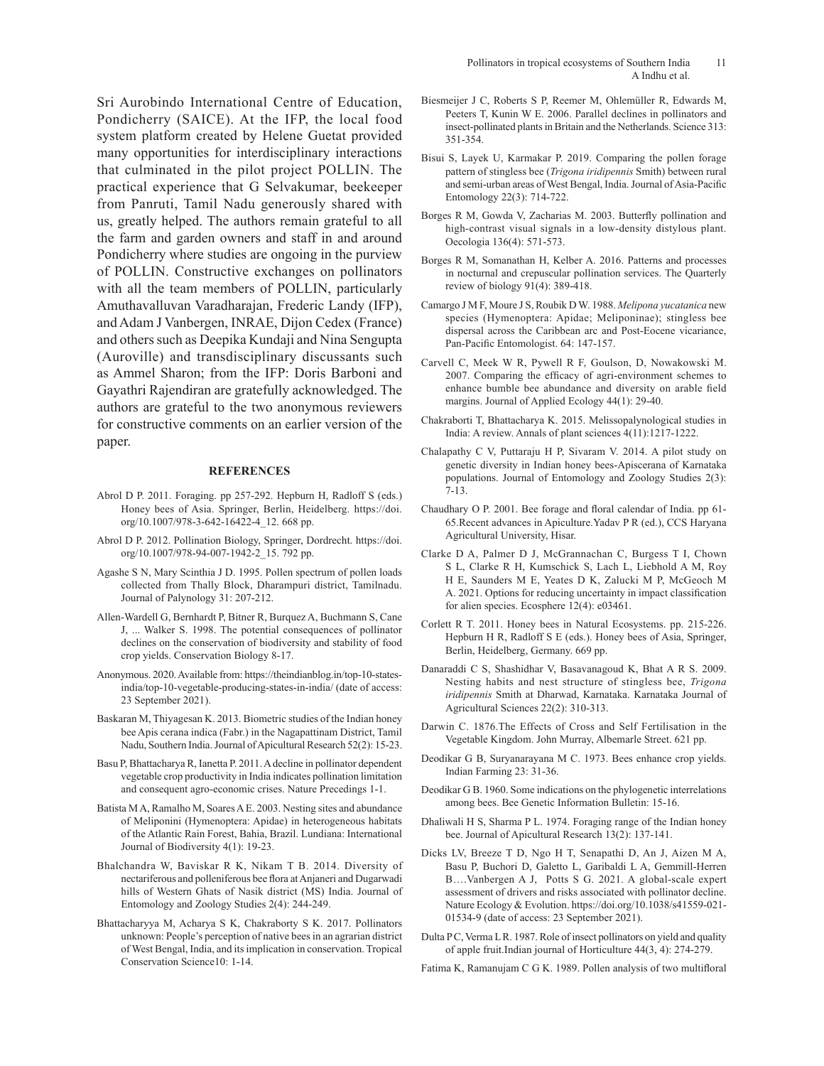Sri Aurobindo International Centre of Education, Pondicherry (SAICE). At the IFP, the local food system platform created by Helene Guetat provided many opportunities for interdisciplinary interactions that culminated in the pilot project POLLIN. The practical experience that G Selvakumar, beekeeper from Panruti, Tamil Nadu generously shared with us, greatly helped. The authors remain grateful to all the farm and garden owners and staff in and around Pondicherry where studies are ongoing in the purview of POLLIN. Constructive exchanges on pollinators with all the team members of POLLIN, particularly Amuthavalluvan Varadharajan, Frederic Landy (IFP), and Adam J Vanbergen, INRAE, Dijon Cedex (France) and others such as Deepika Kundaji and Nina Sengupta (Auroville) and transdisciplinary discussants such as Ammel Sharon; from the IFP: Doris Barboni and Gayathri Rajendiran are gratefully acknowledged. The authors are grateful to the two anonymous reviewers for constructive comments on an earlier version of the paper.

## REFERENCES

Abrol D P. 2011. Foraging. pp 257-292. Hepburn H, Radloff S (eds.) Honey bees of Asia. Springer, Berlin, Heidelberg. https://doi.org/10.1007/978-3-642-16422-4_12. 668 pp.

Abrol D P. 2012. Pollination Biology, Springer, Dordrecht. https://doi.org/10.1007/978-94-007-1942-2_15. 792 pp.

Agashe S N, Mary Scinthia J D. 1995. Pollen spectrum of pollen loads collected from Thally Block, Dharampuri district, Tamilnadu. Journal of Palynology 31: 207-212.

Allen-Wardell G, Bernhardt P, Bitner R, Burquez A, Buchmann S, Cane J, ... Walker S. 1998. The potential consequences of pollinator declines on the conservation of biodiversity and stability of food crop yields. Conservation Biology 8-17.

Anonymous. 2020. Available from: https://theindianblog.in/top-10-states-india/top-10-vegetable-producing-states-in-india/ (date of access: 23 September 2021).

Baskaran M, Thiyagesan K. 2013. Biometric studies of the Indian honey bee Apis cerana indica (Fabr.) in the Nagapattinam District, Tamil Nadu, Southern India. Journal of Apicultural Research 52(2): 15-23.

Basu P, Bhattacharya R, Ianetta P. 2011. A decline in pollinator dependent vegetable crop productivity in India indicates pollination limitation and consequent agro-economic crises. Nature Precedings 1-1.

Batista M A, Ramalho M, Soares A E. 2003. Nesting sites and abundance of Meliponini (Hymenoptera: Apidae) in heterogeneous habitats of the Atlantic Rain Forest, Bahia, Brazil. Lundiana: International Journal of Biodiversity 4(1): 19-23.

Bhalchandra W, Baviskar R K, Nikam T B. 2014. Diversity of nectariferous and polleniferous bee flora at Anjaneri and Dugarwadi hills of Western Ghats of Nasik district (MS) India. Journal of Entomology and Zoology Studies 2(4): 244-249.

Bhattacharyya M, Acharya S K, Chakraborty S K. 2017. Pollinators unknown: People's perception of native bees in an agrarian district of West Bengal, India, and its implication in conservation. Tropical Conservation Science10: 1-14.

Biesmeijer J C, Roberts S P, Reemer M, Ohlemüller R, Edwards M, Peeters T, Kunin W E. 2006. Parallel declines in pollinators and insect-pollinated plants in Britain and the Netherlands. Science 313: 351-354.

Bisui S, Layek U, Karmakar P. 2019. Comparing the pollen forage pattern of stingless bee (*Trigona iridipennis* Smith) between rural and semi-urban areas of West Bengal, India. Journal of Asia-Pacific Entomology 22(3): 714-722.

Borges R M, Gowda V, Zacharias M. 2003. Butterfly pollination and high-contrast visual signals in a low-density distylous plant. Oecologia 136(4): 571-573.

Borges R M, Somanathan H, Kelber A. 2016. Patterns and processes in nocturnal and crepuscular pollination services. The Quarterly review of biology 91(4): 389-418.

Camargo J M F, Moure J S, Roubik D W. 1988. *Melipona yucatanica* new species (Hymenoptera: Apidae; Meliponinae); stingless bee dispersal across the Caribbean arc and Post-Eocene vicariance, Pan-Pacific Entomologist. 64: 147-157.

Carvell C, Meek W R, Pywell R F, Goulson, D, Nowakowski M. 2007. Comparing the efficacy of agri-environment schemes to enhance bumble bee abundance and diversity on arable field margins. Journal of Applied Ecology 44(1): 29-40.

Chakraborti T, Bhattacharya K. 2015. Melissopalynological studies in India: A review. Annals of plant sciences 4(11):1217-1222.

Chalapathy C V, Puttaraju H P, Sivaram V. 2014. A pilot study on genetic diversity in Indian honey bees-Apiscerana of Karnataka populations. Journal of Entomology and Zoology Studies 2(3): 7-13.

Chaudhary O P. 2001. Bee forage and floral calendar of India. pp 61-65.Recent advances in Apiculture.Yadav P R (ed.), CCS Haryana Agricultural University, Hisar.

Clarke D A, Palmer D J, McGrannachan C, Burgess T I, Chown S L, Clarke R H, Kumschick S, Lach L, Liebhold A M, Roy H E, Saunders M E, Yeates D K, Zalucki M P, McGeoch M A. 2021. Options for reducing uncertainty in impact classification for alien species. Ecosphere 12(4): e03461.

Corlett R T. 2011. Honey bees in Natural Ecosystems. pp. 215-226. Hepburn H R, Radloff S E (eds.). Honey bees of Asia, Springer, Berlin, Heidelberg, Germany. 669 pp.

Danaraddi C S, Shashidhar V, Basavanagoud K, Bhat A R S. 2009. Nesting habits and nest structure of stingless bee, *Trigona iridipennis* Smith at Dharwad, Karnataka. Karnataka Journal of Agricultural Sciences 22(2): 310-313.

Darwin C. 1876.The Effects of Cross and Self Fertilisation in the Vegetable Kingdom. John Murray, Albemarle Street. 621 pp.

Deodikar G B, Suryanarayana M C. 1973. Bees enhance crop yields. Indian Farming 23: 31-36.

Deodikar G B. 1960. Some indications on the phylogenetic interrelations among bees. Bee Genetic Information Bulletin: 15-16.

Dhaliwali H S, Sharma P L. 1974. Foraging range of the Indian honey bee. Journal of Apicultural Research 13(2): 137-141.

Dicks LV, Breeze T D, Ngo H T, Senapathi D, An J, Aizen M A, Basu P, Buchori D, Galetto L, Garibaldi L A, Gemmill-Herren B….Vanbergen A J, Potts S G. 2021. A global-scale expert assessment of drivers and risks associated with pollinator decline. Nature Ecology & Evolution. https://doi.org/10.1038/s41559-021-01534-9 (date of access: 23 September 2021).

Dulta P C, Verma L R. 1987. Role of insect pollinators on yield and quality of apple fruit.Indian journal of Horticulture 44(3, 4): 274-279.

Fatima K, Ramanujam C G K. 1989. Pollen analysis of two multifloral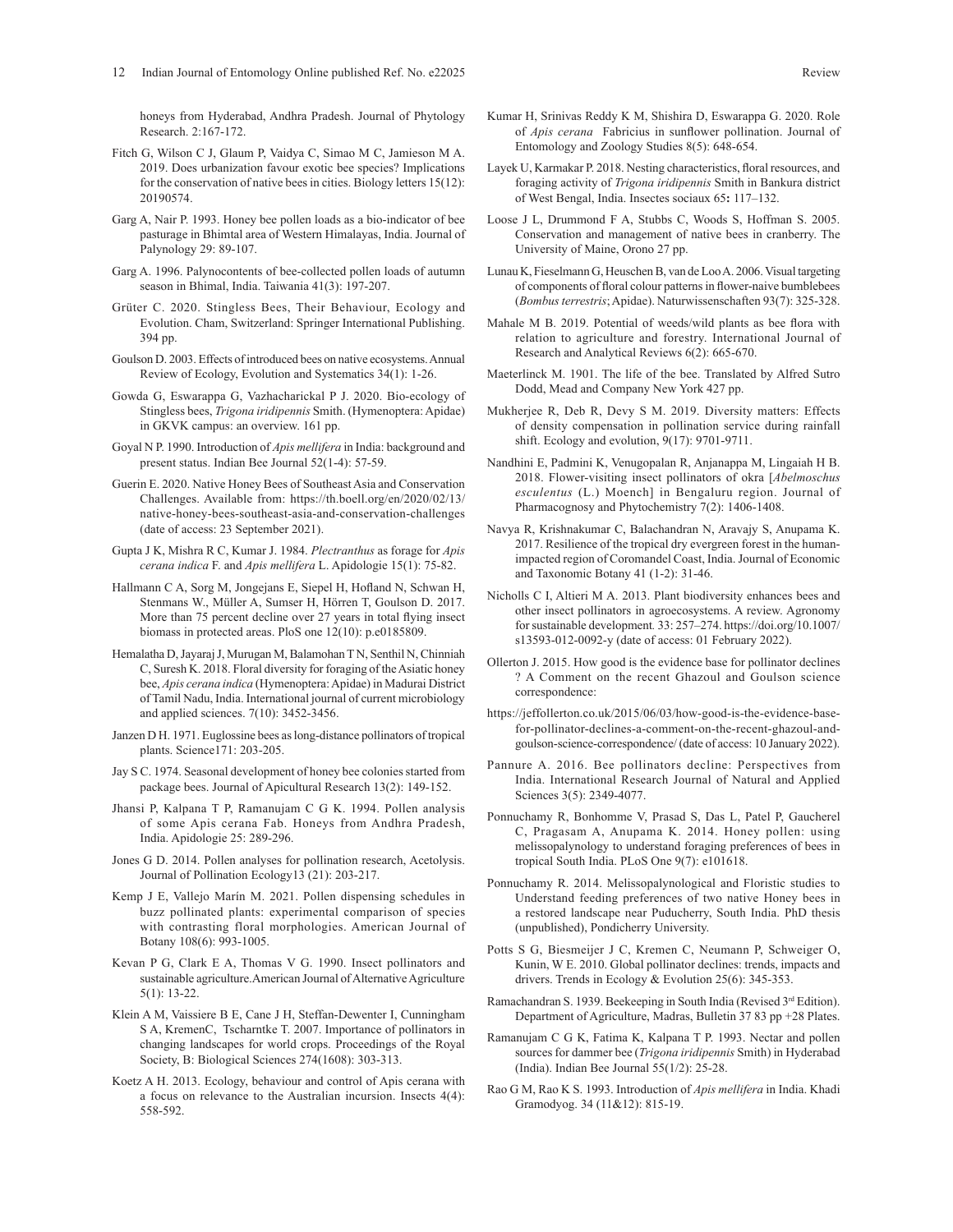honeys from Hyderabad, Andhra Pradesh. Journal of Phytology Research. 2:167-172.

Fitch G, Wilson C J, Glaum P, Vaidya C, Simao M C, Jamieson M A. 2019. Does urbanization favour exotic bee species? Implications for the conservation of native bees in cities. Biology letters 15(12): 20190574.

Garg A, Nair P. 1993. Honey bee pollen loads as a bio-indicator of bee pasturage in Bhimtal area of Western Himalayas, India. Journal of Palynology 29: 89-107.

Garg A. 1996. Palynocontents of bee-collected pollen loads of autumn season in Bhimal, India. Taiwania 41(3): 197-207.

Grüter C. 2020. Stingless Bees, Their Behaviour, Ecology and Evolution. Cham, Switzerland: Springer International Publishing. 394 pp.

Goulson D. 2003. Effects of introduced bees on native ecosystems. Annual Review of Ecology, Evolution and Systematics 34(1): 1-26.

Gowda G, Eswarappa G, Vazhacharickal P J. 2020. Bio-ecology of Stingless bees, *Trigona iridipennis* Smith. (Hymenoptera: Apidae) in GKVK campus: an overview. 161 pp.

Goyal N P. 1990. Introduction of *Apis mellifera* in India: background and present status. Indian Bee Journal 52(1-4): 57-59.

Guerin E. 2020. Native Honey Bees of Southeast Asia and Conservation Challenges. Available from: https://th.boell.org/en/2020/02/13/native-honey-bees-southeast-asia-and-conservation-challenges (date of access: 23 September 2021).

Gupta J K, Mishra R C, Kumar J. 1984. *Plectranthus* as forage for *Apis cerana indica* F. and *Apis mellifera* L. Apidologie 15(1): 75-82.

Hallmann C A, Sorg M, Jongejans E, Siepel H, Hofland N, Schwan H, Stenmans W., Müller A, Sumser H, Hörren T, Goulson D. 2017. More than 75 percent decline over 27 years in total flying insect biomass in protected areas. PloS one 12(10): p.e0185809.

Hemalatha D, Jayaraj J, Murugan M, Balamohan T N, Senthil N, Chinniah C, Suresh K. 2018. Floral diversity for foraging of the Asiatic honey bee, *Apis cerana indica* (Hymenoptera: Apidae) in Madurai District of Tamil Nadu, India. International journal of current microbiology and applied sciences. 7(10): 3452-3456.

Janzen D H. 1971. Euglossine bees as long-distance pollinators of tropical plants. Science171: 203-205.

Jay S C. 1974. Seasonal development of honey bee colonies started from package bees. Journal of Apicultural Research 13(2): 149-152.

Jhansi P, Kalpana T P, Ramanujam C G K. 1994. Pollen analysis of some Apis cerana Fab. Honeys from Andhra Pradesh, India. Apidologie 25: 289-296.

Jones G D. 2014. Pollen analyses for pollination research, Acetolysis. Journal of Pollination Ecology13 (21): 203-217.

Kemp J E, Vallejo Marín M. 2021. Pollen dispensing schedules in buzz pollinated plants: experimental comparison of species with contrasting floral morphologies. American Journal of Botany 108(6): 993-1005.

Kevan P G, Clark E A, Thomas V G. 1990. Insect pollinators and sustainable agriculture.American Journal of Alternative Agriculture 5(1): 13-22.

Klein A M, Vaissiere B E, Cane J H, Steffan-Dewenter I, Cunningham S A, KremenC, Tscharntke T. 2007. Importance of pollinators in changing landscapes for world crops. Proceedings of the Royal Society, B: Biological Sciences 274(1608): 303-313.

Koetz A H. 2013. Ecology, behaviour and control of Apis cerana with a focus on relevance to the Australian incursion. Insects 4(4): 558-592.

Kumar H, Srinivas Reddy K M, Shishira D, Eswarappa G. 2020. Role of *Apis cerana* Fabricius in sunflower pollination. Journal of Entomology and Zoology Studies 8(5): 648-654.

Layek U, Karmakar P. 2018. Nesting characteristics, floral resources, and foraging activity of *Trigona iridipennis* Smith in Bankura district of West Bengal, India. Insectes sociaux 65**:** 117–132.

Loose J L, Drummond F A, Stubbs C, Woods S, Hoffman S. 2005. Conservation and management of native bees in cranberry. The University of Maine, Orono 27 pp.

Lunau K, Fieselmann G, Heuschen B, van de Loo A. 2006. Visual targeting of components of floral colour patterns in flower-naive bumblebees (*Bombus terrestris*; Apidae). Naturwissenschaften 93(7): 325-328.

Mahale M B. 2019. Potential of weeds/wild plants as bee flora with relation to agriculture and forestry. International Journal of Research and Analytical Reviews 6(2): 665-670.

Maeterlinck M. 1901. The life of the bee. Translated by Alfred Sutro Dodd, Mead and Company New York 427 pp.

Mukherjee R, Deb R, Devy S M. 2019. Diversity matters: Effects of density compensation in pollination service during rainfall shift. Ecology and evolution, 9(17): 9701-9711.

Nandhini E, Padmini K, Venugopalan R, Anjanappa M, Lingaiah H B. 2018. Flower-visiting insect pollinators of okra [*Abelmoschus esculentus* (L.) Moench] in Bengaluru region. Journal of Pharmacognosy and Phytochemistry 7(2): 1406-1408.

Navya R, Krishnakumar C, Balachandran N, Aravajy S, Anupama K. 2017. Resilience of the tropical dry evergreen forest in the human-impacted region of Coromandel Coast, India. Journal of Economic and Taxonomic Botany 41 (1-2): 31-46.

Nicholls C I, Altieri M A. 2013. Plant biodiversity enhances bees and other insect pollinators in agroecosystems. A review. Agronomy for sustainable development. 33: 257–274. https://doi.org/10.1007/s13593-012-0092-y (date of access: 01 February 2022).

Ollerton J. 2015. How good is the evidence base for pollinator declines ? A Comment on the recent Ghazoul and Goulson science correspondence:

https://jeffollerton.co.uk/2015/06/03/how-good-is-the-evidence-base-for-pollinator-declines-a-comment-on-the-recent-ghazoul-and-goulson-science-correspondence/ (date of access: 10 January 2022).

Pannure A. 2016. Bee pollinators decline: Perspectives from India. International Research Journal of Natural and Applied Sciences 3(5): 2349-4077.

Ponnuchamy R, Bonhomme V, Prasad S, Das L, Patel P, Gaucherel C, Pragasam A, Anupama K. 2014. Honey pollen: using melissopalynology to understand foraging preferences of bees in tropical South India. PLoS One 9(7): e101618.

Ponnuchamy R. 2014. Melissopalynological and Floristic studies to Understand feeding preferences of two native Honey bees in a restored landscape near Puducherry, South India. PhD thesis (unpublished), Pondicherry University.

Potts S G, Biesmeijer J C, Kremen C, Neumann P, Schweiger O, Kunin, W E. 2010. Global pollinator declines: trends, impacts and drivers. Trends in Ecology & Evolution 25(6): 345-353.

Ramachandran S. 1939. Beekeeping in South India (Revised 3rd Edition). Department of Agriculture, Madras, Bulletin 37 83 pp +28 Plates.

Ramanujam C G K, Fatima K, Kalpana T P. 1993. Nectar and pollen sources for dammer bee (*Trigona iridipennis* Smith) in Hyderabad (India). Indian Bee Journal 55(1/2): 25-28.

Rao G M, Rao K S. 1993. Introduction of *Apis mellifera* in India. Khadi Gramodyog. 34 (11&12): 815-19.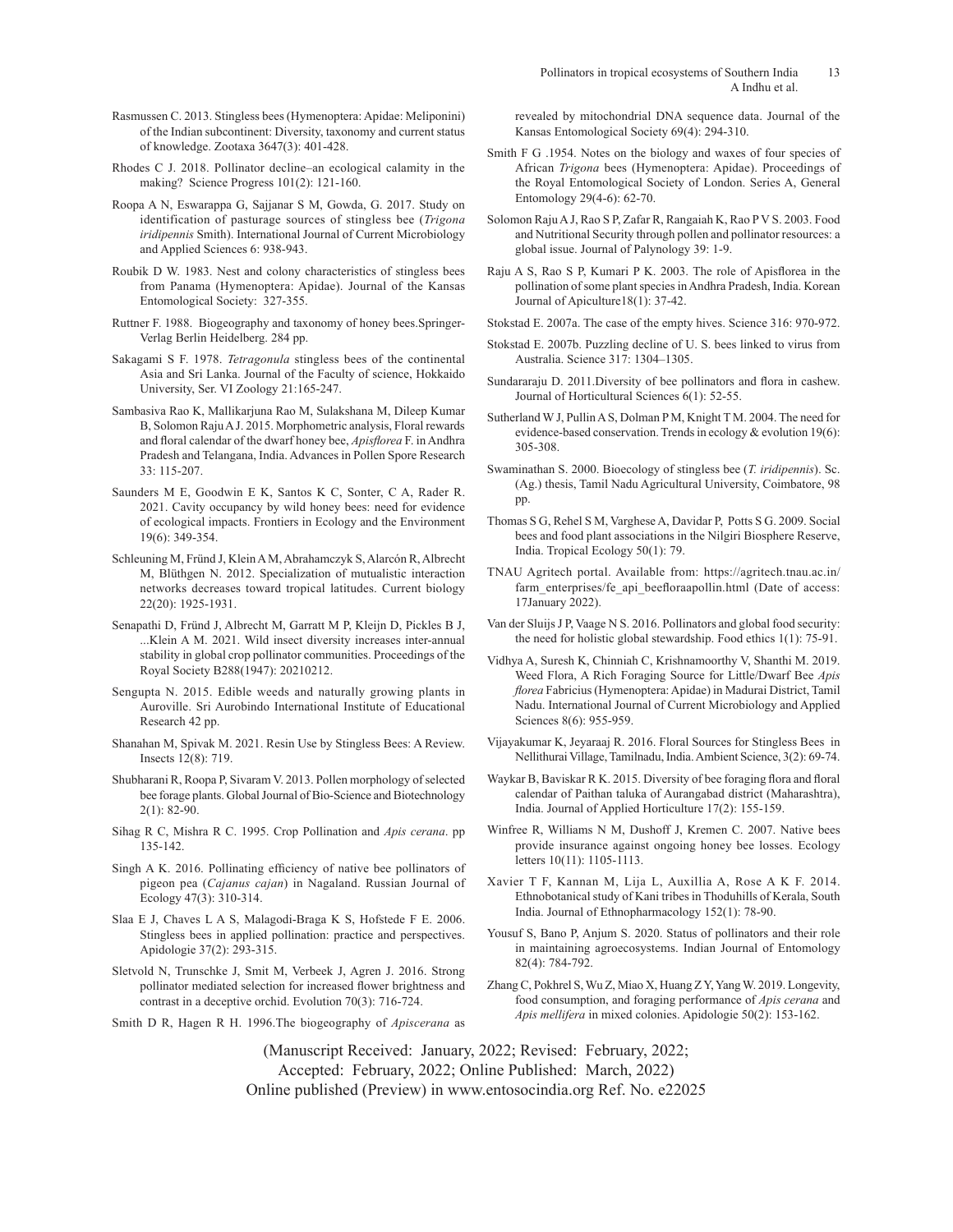Rasmussen C. 2013. Stingless bees (Hymenoptera: Apidae: Meliponini) of the Indian subcontinent: Diversity, taxonomy and current status of knowledge. Zootaxa 3647(3): 401-428.

Rhodes C J. 2018. Pollinator decline–an ecological calamity in the making? Science Progress 101(2): 121-160.

Roopa A N, Eswarappa G, Sajjanar S M, Gowda, G. 2017. Study on identification of pasturage sources of stingless bee (*Trigona iridipennis* Smith). International Journal of Current Microbiology and Applied Sciences 6: 938-943.

Roubik D W. 1983. Nest and colony characteristics of stingless bees from Panama (Hymenoptera: Apidae). Journal of the Kansas Entomological Society: 327-355.

Ruttner F. 1988. Biogeography and taxonomy of honey bees.Springer-Verlag Berlin Heidelberg. 284 pp.

Sakagami S F. 1978. *Tetragonula* stingless bees of the continental Asia and Sri Lanka. Journal of the Faculty of science, Hokkaido University, Ser. VI Zoology 21:165-247.

Sambasiva Rao K, Mallikarjuna Rao M, Sulakshana M, Dileep Kumar B, Solomon Raju A J. 2015. Morphometric analysis, Floral rewards and floral calendar of the dwarf honey bee, *Apisflorea* F. in Andhra Pradesh and Telangana, India. Advances in Pollen Spore Research 33: 115-207.

Saunders M E, Goodwin E K, Santos K C, Sonter, C A, Rader R. 2021. Cavity occupancy by wild honey bees: need for evidence of ecological impacts. Frontiers in Ecology and the Environment 19(6): 349-354.

Schleuning M, Fründ J, Klein A M, Abrahamczyk S, Alarcón R, Albrecht M, Blüthgen N. 2012. Specialization of mutualistic interaction networks decreases toward tropical latitudes. Current biology 22(20): 1925-1931.

Senapathi D, Fründ J, Albrecht M, Garratt M P, Kleijn D, Pickles B J, ...Klein A M. 2021. Wild insect diversity increases inter-annual stability in global crop pollinator communities. Proceedings of the Royal Society B288(1947): 20210212.

Sengupta N. 2015. Edible weeds and naturally growing plants in Auroville. Sri Aurobindo International Institute of Educational Research 42 pp.

Shanahan M, Spivak M. 2021. Resin Use by Stingless Bees: A Review. Insects 12(8): 719.

Shubharani R, Roopa P, Sivaram V. 2013. Pollen morphology of selected bee forage plants. Global Journal of Bio-Science and Biotechnology 2(1): 82-90.

Sihag R C, Mishra R C. 1995. Crop Pollination and *Apis cerana*. pp 135-142.

Singh A K. 2016. Pollinating efficiency of native bee pollinators of pigeon pea (*Cajanus cajan*) in Nagaland. Russian Journal of Ecology 47(3): 310-314.

Slaa E J, Chaves L A S, Malagodi-Braga K S, Hofstede F E. 2006. Stingless bees in applied pollination: practice and perspectives. Apidologie 37(2): 293-315.

Sletvold N, Trunschke J, Smit M, Verbeek J, Agren J. 2016. Strong pollinator mediated selection for increased flower brightness and contrast in a deceptive orchid. Evolution 70(3): 716-724.

Smith D R, Hagen R H. 1996.The biogeography of *Apiscerana* as revealed by mitochondrial DNA sequence data. Journal of the Kansas Entomological Society 69(4): 294-310.

Smith F G .1954. Notes on the biology and waxes of four species of African *Trigona* bees (Hymenoptera: Apidae). Proceedings of the Royal Entomological Society of London. Series A, General Entomology 29(4-6): 62-70.

Solomon Raju A J, Rao S P, Zafar R, Rangaiah K, Rao P V S. 2003. Food and Nutritional Security through pollen and pollinator resources: a global issue. Journal of Palynology 39: 1-9.

Raju A S, Rao S P, Kumari P K. 2003. The role of Apisflorea in the pollination of some plant species in Andhra Pradesh, India. Korean Journal of Apiculture18(1): 37-42.

Stokstad E. 2007a. The case of the empty hives. Science 316: 970-972.

Stokstad E. 2007b. Puzzling decline of U. S. bees linked to virus from Australia. Science 317: 1304–1305.

Sundararaju D. 2011.Diversity of bee pollinators and flora in cashew. Journal of Horticultural Sciences 6(1): 52-55.

Sutherland W J, Pullin A S, Dolman P M, Knight T M. 2004. The need for evidence-based conservation. Trends in ecology & evolution 19(6): 305-308.

Swaminathan S. 2000. Bioecology of stingless bee (*T. iridipennis*). Sc. (Ag.) thesis, Tamil Nadu Agricultural University, Coimbatore, 98 pp.

Thomas S G, Rehel S M, Varghese A, Davidar P, Potts S G. 2009. Social bees and food plant associations in the Nilgiri Biosphere Reserve, India. Tropical Ecology 50(1): 79.

TNAU Agritech portal. Available from: https://agritech.tnau.ac.in/farm_enterprises/fe_api_beefloraapollin.html (Date of access: 17January 2022).

Van der Sluijs J P, Vaage N S. 2016. Pollinators and global food security: the need for holistic global stewardship. Food ethics 1(1): 75-91.

Vidhya A, Suresh K, Chinniah C, Krishnamoorthy V, Shanthi M. 2019. Weed Flora, A Rich Foraging Source for Little/Dwarf Bee *Apis florea* Fabricius (Hymenoptera: Apidae) in Madurai District, Tamil Nadu. International Journal of Current Microbiology and Applied Sciences 8(6): 955-959.

Vijayakumar K, Jeyaraaj R. 2016. Floral Sources for Stingless Bees in Nellithurai Village, Tamilnadu, India. Ambient Science, 3(2): 69-74.

Waykar B, Baviskar R K. 2015. Diversity of bee foraging flora and floral calendar of Paithan taluka of Aurangabad district (Maharashtra), India. Journal of Applied Horticulture 17(2): 155-159.

Winfree R, Williams N M, Dushoff J, Kremen C. 2007. Native bees provide insurance against ongoing honey bee losses. Ecology letters 10(11): 1105-1113.

Xavier T F, Kannan M, Lija L, Auxillia A, Rose A K F. 2014. Ethnobotanical study of Kani tribes in Thoduhills of Kerala, South India. Journal of Ethnopharmacology 152(1): 78-90.

Yousuf S, Bano P, Anjum S. 2020. Status of pollinators and their role in maintaining agroecosystems. Indian Journal of Entomology 82(4): 784-792.

Zhang C, Pokhrel S, Wu Z, Miao X, Huang Z Y, Yang W. 2019. Longevity, food consumption, and foraging performance of *Apis cerana* and *Apis mellifera* in mixed colonies. Apidologie 50(2): 153-162.

(Manuscript Received: January, 2022; Revised: February, 2022;
Accepted: February, 2022; Online Published: March, 2022)
Online published (Preview) in www.entosocindia.org Ref. No. e22025